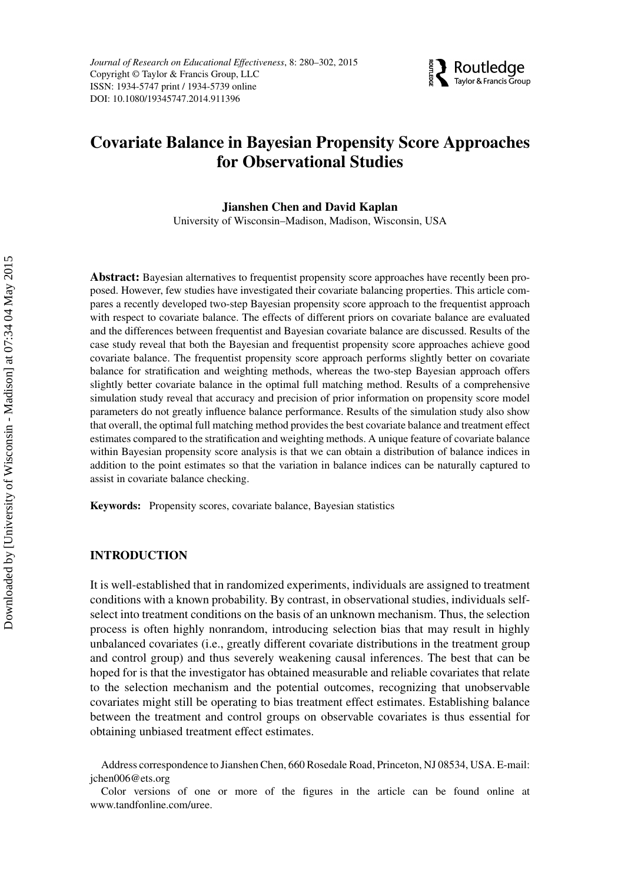# Covariate Balance in Bayesian Propensity Score Approaches for Observational Studies

**Jianshen Chen and David Kaplan**

University of Wisconsin–Madison, Madison, Wisconsin, USA

**Abstract:** Bayesian alternatives to frequentist propensity score approaches have recently been proposed. However, few studies have investigated their covariate balancing properties. This article compares a recently developed two-step Bayesian propensity score approach to the frequentist approach with respect to covariate balance. The effects of different priors on covariate balance are evaluated and the differences between frequentist and Bayesian covariate balance are discussed. Results of the case study reveal that both the Bayesian and frequentist propensity score approaches achieve good covariate balance. The frequentist propensity score approach performs slightly better on covariate balance for stratification and weighting methods, whereas the two-step Bayesian approach offers slightly better covariate balance in the optimal full matching method. Results of a comprehensive simulation study reveal that accuracy and precision of prior information on propensity score model parameters do not greatly influence balance performance. Results of the simulation study also show that overall, the optimal full matching method provides the best covariate balance and treatment effect estimates compared to the stratification and weighting methods. A unique feature of covariate balance within Bayesian propensity score analysis is that we can obtain a distribution of balance indices in addition to the point estimates so that the variation in balance indices can be naturally captured to assist in covariate balance checking.

**Keywords:** Propensity scores, covariate balance, Bayesian statistics

## INTRODUCTION

It is well-established that in randomized experiments, individuals are assigned to treatment conditions with a known probability. By contrast, in observational studies, individuals self-select into treatment conditions on the basis of an unknown mechanism. Thus, the selection process is often highly nonrandom, introducing selection bias that may result in highly unbalanced covariates (i.e., greatly different covariate distributions in the treatment group and control group) and thus severely weakening causal inferences. The best that can be hoped for is that the investigator has obtained measurable and reliable covariates that relate to the selection mechanism and the potential outcomes, recognizing that unobservable covariates might still be operating to bias treatment effect estimates. Establishing balance between the treatment and control groups on observable covariates is thus essential for obtaining unbiased treatment effect estimates.

Address correspondence to Jianshen Chen, 660 Rosedale Road, Princeton, NJ 08534, USA. E-mail: jchen006@ets.org

Color versions of one or more of the figures in the article can be found online at www.tandfonline.com/uree.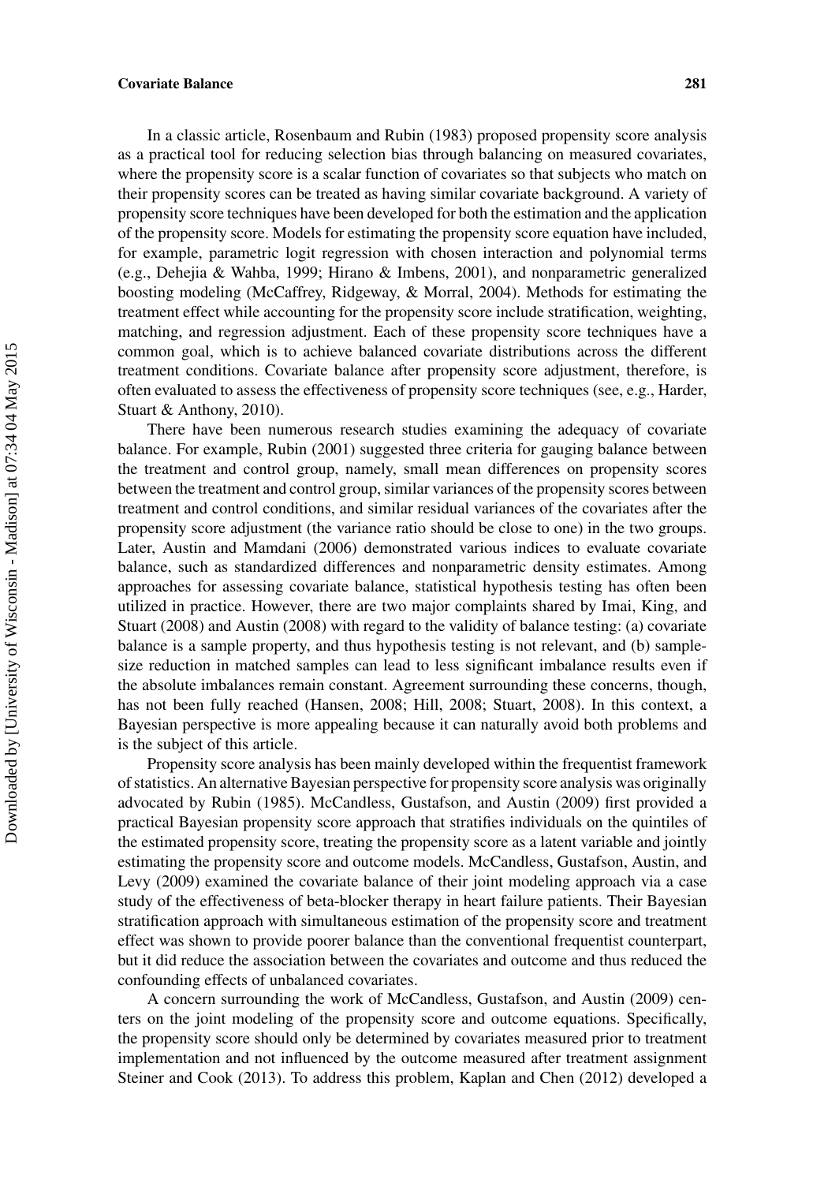In a classic article, Rosenbaum and Rubin (1983) proposed propensity score analysis as a practical tool for reducing selection bias through balancing on measured covariates, where the propensity score is a scalar function of covariates so that subjects who match on their propensity scores can be treated as having similar covariate background. A variety of propensity score techniques have been developed for both the estimation and the application of the propensity score. Models for estimating the propensity score equation have included, for example, parametric logit regression with chosen interaction and polynomial terms (e.g., Dehejia & Wahba, 1999; Hirano & Imbens, 2001), and nonparametric generalized boosting modeling (McCaffrey, Ridgeway, & Morral, 2004). Methods for estimating the treatment effect while accounting for the propensity score include stratification, weighting, matching, and regression adjustment. Each of these propensity score techniques have a common goal, which is to achieve balanced covariate distributions across the different treatment conditions. Covariate balance after propensity score adjustment, therefore, is often evaluated to assess the effectiveness of propensity score techniques (see, e.g., Harder, Stuart & Anthony, 2010).

There have been numerous research studies examining the adequacy of covariate balance. For example, Rubin (2001) suggested three criteria for gauging balance between the treatment and control group, namely, small mean differences on propensity scores between the treatment and control group, similar variances of the propensity scores between treatment and control conditions, and similar residual variances of the covariates after the propensity score adjustment (the variance ratio should be close to one) in the two groups. Later, Austin and Mamdani (2006) demonstrated various indices to evaluate covariate balance, such as standardized differences and nonparametric density estimates. Among approaches for assessing covariate balance, statistical hypothesis testing has often been utilized in practice. However, there are two major complaints shared by Imai, King, and Stuart (2008) and Austin (2008) with regard to the validity of balance testing: (a) covariate balance is a sample property, and thus hypothesis testing is not relevant, and (b) sample-size reduction in matched samples can lead to less significant imbalance results even if the absolute imbalances remain constant. Agreement surrounding these concerns, though, has not been fully reached (Hansen, 2008; Hill, 2008; Stuart, 2008). In this context, a Bayesian perspective is more appealing because it can naturally avoid both problems and is the subject of this article.

Propensity score analysis has been mainly developed within the frequentist framework of statistics. An alternative Bayesian perspective for propensity score analysis was originally advocated by Rubin (1985). McCandless, Gustafson, and Austin (2009) first provided a practical Bayesian propensity score approach that stratifies individuals on the quintiles of the estimated propensity score, treating the propensity score as a latent variable and jointly estimating the propensity score and outcome models. McCandless, Gustafson, Austin, and Levy (2009) examined the covariate balance of their joint modeling approach via a case study of the effectiveness of beta-blocker therapy in heart failure patients. Their Bayesian stratification approach with simultaneous estimation of the propensity score and treatment effect was shown to provide poorer balance than the conventional frequentist counterpart, but it did reduce the association between the covariates and outcome and thus reduced the confounding effects of unbalanced covariates.

A concern surrounding the work of McCandless, Gustafson, and Austin (2009) centers on the joint modeling of the propensity score and outcome equations. Specifically, the propensity score should only be determined by covariates measured prior to treatment implementation and not influenced by the outcome measured after treatment assignment Steiner and Cook (2013). To address this problem, Kaplan and Chen (2012) developed a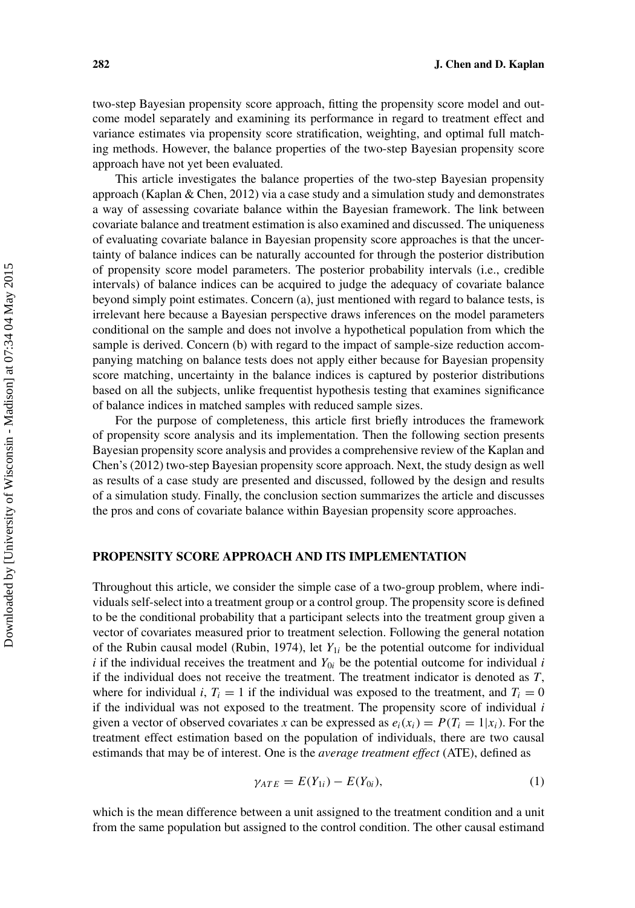two-step Bayesian propensity score approach, fitting the propensity score model and outcome model separately and examining its performance in regard to treatment effect and variance estimates via propensity score stratification, weighting, and optimal full matching methods. However, the balance properties of the two-step Bayesian propensity score approach have not yet been evaluated.

This article investigates the balance properties of the two-step Bayesian propensity approach (Kaplan & Chen, 2012) via a case study and a simulation study and demonstrates a way of assessing covariate balance within the Bayesian framework. The link between covariate balance and treatment estimation is also examined and discussed. The uniqueness of evaluating covariate balance in Bayesian propensity score approaches is that the uncertainty of balance indices can be naturally accounted for through the posterior distribution of propensity score model parameters. The posterior probability intervals (i.e., credible intervals) of balance indices can be acquired to judge the adequacy of covariate balance beyond simply point estimates. Concern (a), just mentioned with regard to balance tests, is irrelevant here because a Bayesian perspective draws inferences on the model parameters conditional on the sample and does not involve a hypothetical population from which the sample is derived. Concern (b) with regard to the impact of sample-size reduction accompanying matching on balance tests does not apply either because for Bayesian propensity score matching, uncertainty in the balance indices is captured by posterior distributions based on all the subjects, unlike frequentist hypothesis testing that examines significance of balance indices in matched samples with reduced sample sizes.

For the purpose of completeness, this article first briefly introduces the framework of propensity score analysis and its implementation. Then the following section presents Bayesian propensity score analysis and provides a comprehensive review of the Kaplan and Chen's (2012) two-step Bayesian propensity score approach. Next, the study design as well as results of a case study are presented and discussed, followed by the design and results of a simulation study. Finally, the conclusion section summarizes the article and discusses the pros and cons of covariate balance within Bayesian propensity score approaches.

## PROPENSITY SCORE APPROACH AND ITS IMPLEMENTATION

Throughout this article, we consider the simple case of a two-group problem, where individuals self-select into a treatment group or a control group. The propensity score is defined to be the conditional probability that a participant selects into the treatment group given a vector of covariates measured prior to treatment selection. Following the general notation of the Rubin causal model (Rubin, 1974), let $Y_{1i}$ be the potential outcome for individual $i$ if the individual receives the treatment and $Y_{0i}$ be the potential outcome for individual $i$ if the individual does not receive the treatment. The treatment indicator is denoted as $T$, where for individual $i$, $T_i = 1$ if the individual was exposed to the treatment, and $T_i = 0$ if the individual was not exposed to the treatment. The propensity score of individual $i$ given a vector of observed covariates $x$ can be expressed as $e_i(x_i) = P(T_i = 1|x_i)$. For the treatment effect estimation based on the population of individuals, there are two causal estimands that may be of interest. One is the *average treatment effect* (ATE), defined as

$$\gamma_{ATE} = E(Y_{1i}) - E(Y_{0i}), \tag{1}$$

which is the mean difference between a unit assigned to the treatment condition and a unit from the same population but assigned to the control condition. The other causal estimand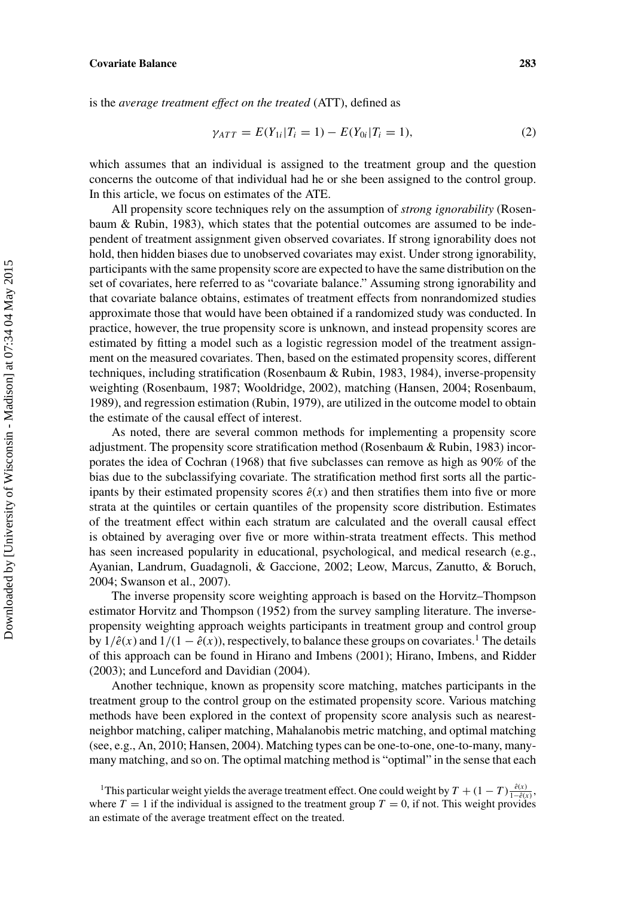is the *average treatment effect on the treated* (ATT), defined as

$$\gamma_{ATT} = E(Y_{1i}|T_i = 1) - E(Y_{0i}|T_i = 1), \tag{2}$$

which assumes that an individual is assigned to the treatment group and the question concerns the outcome of that individual had he or she been assigned to the control group. In this article, we focus on estimates of the ATE.

All propensity score techniques rely on the assumption of *strong ignorability* (Rosenbaum & Rubin, 1983), which states that the potential outcomes are assumed to be independent of treatment assignment given observed covariates. If strong ignorability does not hold, then hidden biases due to unobserved covariates may exist. Under strong ignorability, participants with the same propensity score are expected to have the same distribution on the set of covariates, here referred to as "covariate balance." Assuming strong ignorability and that covariate balance obtains, estimates of treatment effects from nonrandomized studies approximate those that would have been obtained if a randomized study was conducted. In practice, however, the true propensity score is unknown, and instead propensity scores are estimated by fitting a model such as a logistic regression model of the treatment assignment on the measured covariates. Then, based on the estimated propensity scores, different techniques, including stratification (Rosenbaum & Rubin, 1983, 1984), inverse-propensity weighting (Rosenbaum, 1987; Wooldridge, 2002), matching (Hansen, 2004; Rosenbaum, 1989), and regression estimation (Rubin, 1979), are utilized in the outcome model to obtain the estimate of the causal effect of interest.

As noted, there are several common methods for implementing a propensity score adjustment. The propensity score stratification method (Rosenbaum & Rubin, 1983) incorporates the idea of Cochran (1968) that five subclasses can remove as high as 90% of the bias due to the subclassifying covariate. The stratification method first sorts all the participants by their estimated propensity scores $\hat{e}(x)$ and then stratifies them into five or more strata at the quintiles or certain quantiles of the propensity score distribution. Estimates of the treatment effect within each stratum are calculated and the overall causal effect is obtained by averaging over five or more within-strata treatment effects. This method has seen increased popularity in educational, psychological, and medical research (e.g., Ayanian, Landrum, Guadagnoli, & Gaccione, 2002; Leow, Marcus, Zanutto, & Boruch, 2004; Swanson et al., 2007).

The inverse propensity score weighting approach is based on the Horvitz–Thompson estimator Horvitz and Thompson (1952) from the survey sampling literature. The inverse-propensity weighting approach weights participants in treatment group and control group by $1/\hat{e}(x)$ and $1/(1 - \hat{e}(x))$, respectively, to balance these groups on covariates.[1] The details of this approach can be found in Hirano and Imbens (2001); Hirano, Imbens, and Ridder (2003); and Lunceford and Davidian (2004).

Another technique, known as propensity score matching, matches participants in the treatment group to the control group on the estimated propensity score. Various matching methods have been explored in the context of propensity score analysis such as nearest-neighbor matching, caliper matching, Mahalanobis metric matching, and optimal matching (see, e.g., An, 2010; Hansen, 2004). Matching types can be one-to-one, one-to-many, many-many matching, and so on. The optimal matching method is "optimal" in the sense that each

[1]This particular weight yields the average treatment effect. One could weight by $T + (1 - T)\frac{\hat{e}(x)}{1-\hat{e}(x)}$, where $T = 1$ if the individual is assigned to the treatment group $T = 0$, if not. This weight provides an estimate of the average treatment effect on the treated.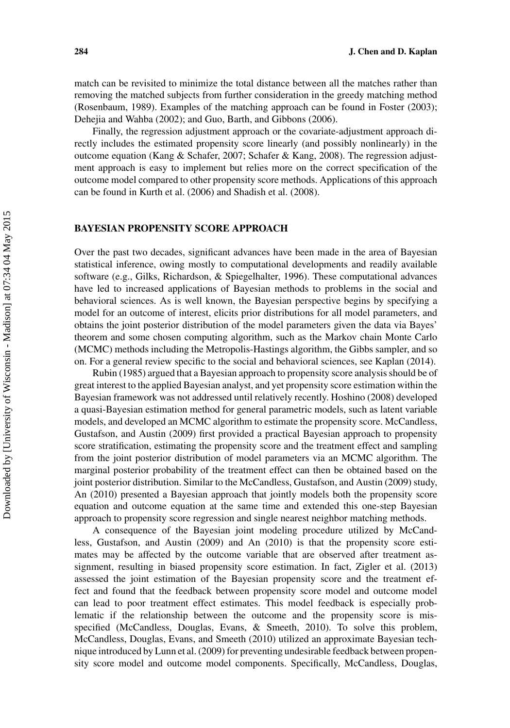match can be revisited to minimize the total distance between all the matches rather than removing the matched subjects from further consideration in the greedy matching method (Rosenbaum, 1989). Examples of the matching approach can be found in Foster (2003); Dehejia and Wahba (2002); and Guo, Barth, and Gibbons (2006).

Finally, the regression adjustment approach or the covariate-adjustment approach directly includes the estimated propensity score linearly (and possibly nonlinearly) in the outcome equation (Kang & Schafer, 2007; Schafer & Kang, 2008). The regression adjustment approach is easy to implement but relies more on the correct specification of the outcome model compared to other propensity score methods. Applications of this approach can be found in Kurth et al. (2006) and Shadish et al. (2008).

## BAYESIAN PROPENSITY SCORE APPROACH

Over the past two decades, significant advances have been made in the area of Bayesian statistical inference, owing mostly to computational developments and readily available software (e.g., Gilks, Richardson, & Spiegelhalter, 1996). These computational advances have led to increased applications of Bayesian methods to problems in the social and behavioral sciences. As is well known, the Bayesian perspective begins by specifying a model for an outcome of interest, elicits prior distributions for all model parameters, and obtains the joint posterior distribution of the model parameters given the data via Bayes' theorem and some chosen computing algorithm, such as the Markov chain Monte Carlo (MCMC) methods including the Metropolis-Hastings algorithm, the Gibbs sampler, and so on. For a general review specific to the social and behavioral sciences, see Kaplan (2014).

Rubin (1985) argued that a Bayesian approach to propensity score analysis should be of great interest to the applied Bayesian analyst, and yet propensity score estimation within the Bayesian framework was not addressed until relatively recently. Hoshino (2008) developed a quasi-Bayesian estimation method for general parametric models, such as latent variable models, and developed an MCMC algorithm to estimate the propensity score. McCandless, Gustafson, and Austin (2009) first provided a practical Bayesian approach to propensity score stratification, estimating the propensity score and the treatment effect and sampling from the joint posterior distribution of model parameters via an MCMC algorithm. The marginal posterior probability of the treatment effect can then be obtained based on the joint posterior distribution. Similar to the McCandless, Gustafson, and Austin (2009) study, An (2010) presented a Bayesian approach that jointly models both the propensity score equation and outcome equation at the same time and extended this one-step Bayesian approach to propensity score regression and single nearest neighbor matching methods.

A consequence of the Bayesian joint modeling procedure utilized by McCandless, Gustafson, and Austin (2009) and An (2010) is that the propensity score estimates may be affected by the outcome variable that are observed after treatment assignment, resulting in biased propensity score estimation. In fact, Zigler et al. (2013) assessed the joint estimation of the Bayesian propensity score and the treatment effect and found that the feedback between propensity score model and outcome model can lead to poor treatment effect estimates. This model feedback is especially problematic if the relationship between the outcome and the propensity score is misspecified (McCandless, Douglas, Evans, & Smeeth, 2010). To solve this problem, McCandless, Douglas, Evans, and Smeeth (2010) utilized an approximate Bayesian technique introduced by Lunn et al. (2009) for preventing undesirable feedback between propensity score model and outcome model components. Specifically, McCandless, Douglas,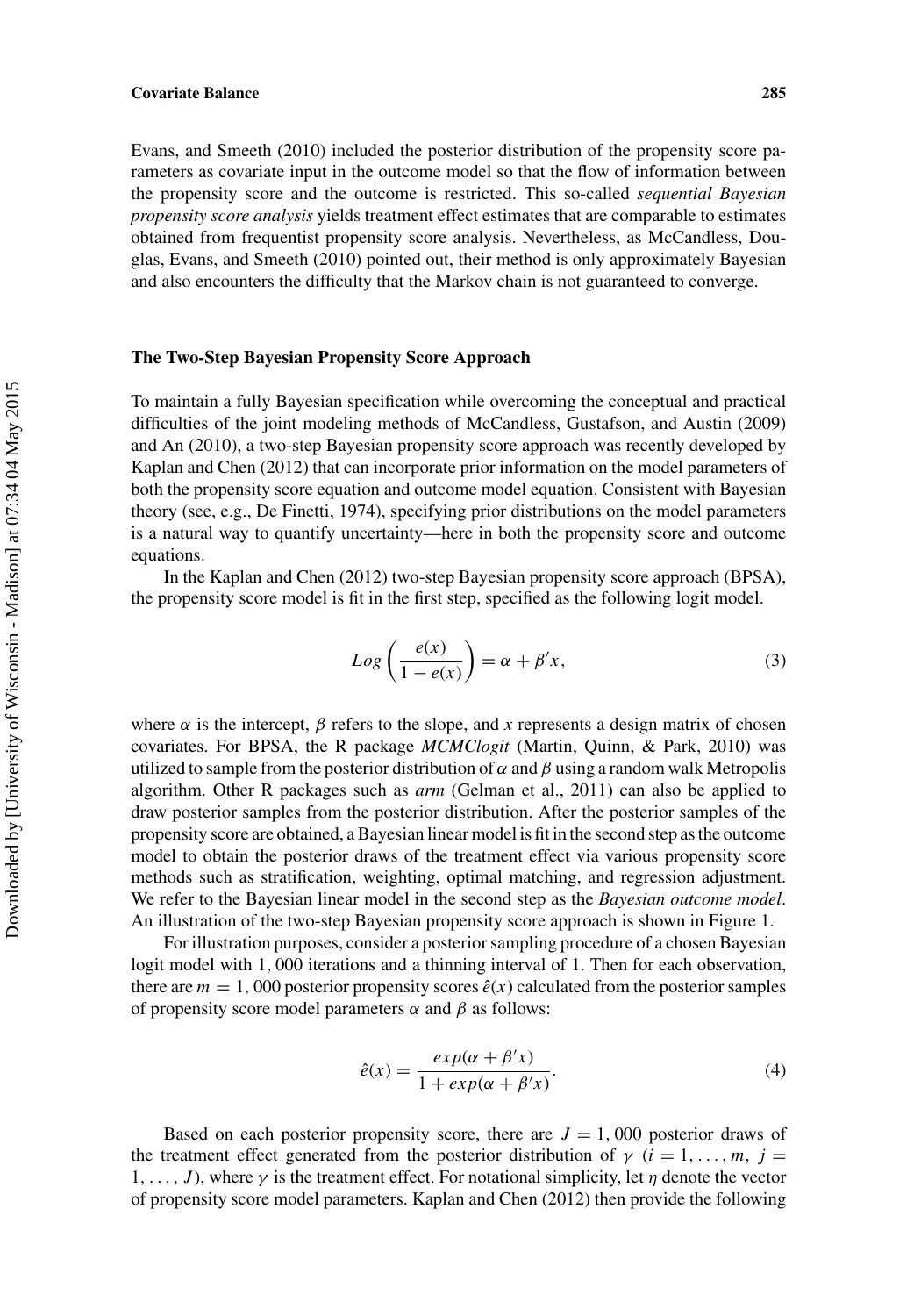Evans, and Smeeth (2010) included the posterior distribution of the propensity score parameters as covariate input in the outcome model so that the flow of information between the propensity score and the outcome is restricted. This so-called *sequential Bayesian propensity score analysis* yields treatment effect estimates that are comparable to estimates obtained from frequentist propensity score analysis. Nevertheless, as McCandless, Douglas, Evans, and Smeeth (2010) pointed out, their method is only approximately Bayesian and also encounters the difficulty that the Markov chain is not guaranteed to converge.

## The Two-Step Bayesian Propensity Score Approach

To maintain a fully Bayesian specification while overcoming the conceptual and practical difficulties of the joint modeling methods of McCandless, Gustafson, and Austin (2009) and An (2010), a two-step Bayesian propensity score approach was recently developed by Kaplan and Chen (2012) that can incorporate prior information on the model parameters of both the propensity score equation and outcome model equation. Consistent with Bayesian theory (see, e.g., De Finetti, 1974), specifying prior distributions on the model parameters is a natural way to quantify uncertainty—here in both the propensity score and outcome equations.

In the Kaplan and Chen (2012) two-step Bayesian propensity score approach (BPSA), the propensity score model is fit in the first step, specified as the following logit model.

$$Log\left(\frac{e(x)}{1-e(x)}\right) = \alpha + \beta' x, \tag{3}$$

where $\alpha$ is the intercept, $\beta$ refers to the slope, and $x$ represents a design matrix of chosen covariates. For BPSA, the R package *MCMClogit* (Martin, Quinn, & Park, 2010) was utilized to sample from the posterior distribution of $\alpha$ and $\beta$ using a random walk Metropolis algorithm. Other R packages such as *arm* (Gelman et al., 2011) can also be applied to draw posterior samples from the posterior distribution. After the posterior samples of the propensity score are obtained, a Bayesian linear model is fit in the second step as the outcome model to obtain the posterior draws of the treatment effect via various propensity score methods such as stratification, weighting, optimal matching, and regression adjustment. We refer to the Bayesian linear model in the second step as the *Bayesian outcome model*. An illustration of the two-step Bayesian propensity score approach is shown in Figure 1.

For illustration purposes, consider a posterior sampling procedure of a chosen Bayesian logit model with 1, 000 iterations and a thinning interval of 1. Then for each observation, there are $m = 1,000$ posterior propensity scores $\hat{e}(x)$ calculated from the posterior samples of propensity score model parameters $\alpha$ and $\beta$ as follows:

$$\hat{e}(x) = \frac{exp(\alpha + \beta' x)}{1 + exp(\alpha + \beta' x)}. \tag{4}$$

Based on each posterior propensity score, there are $J = 1,000$ posterior draws of the treatment effect generated from the posterior distribution of $\gamma$ ($i = 1, \ldots, m$, $j = 1, \ldots, J$), where $\gamma$ is the treatment effect. For notational simplicity, let $\eta$ denote the vector of propensity score model parameters. Kaplan and Chen (2012) then provide the following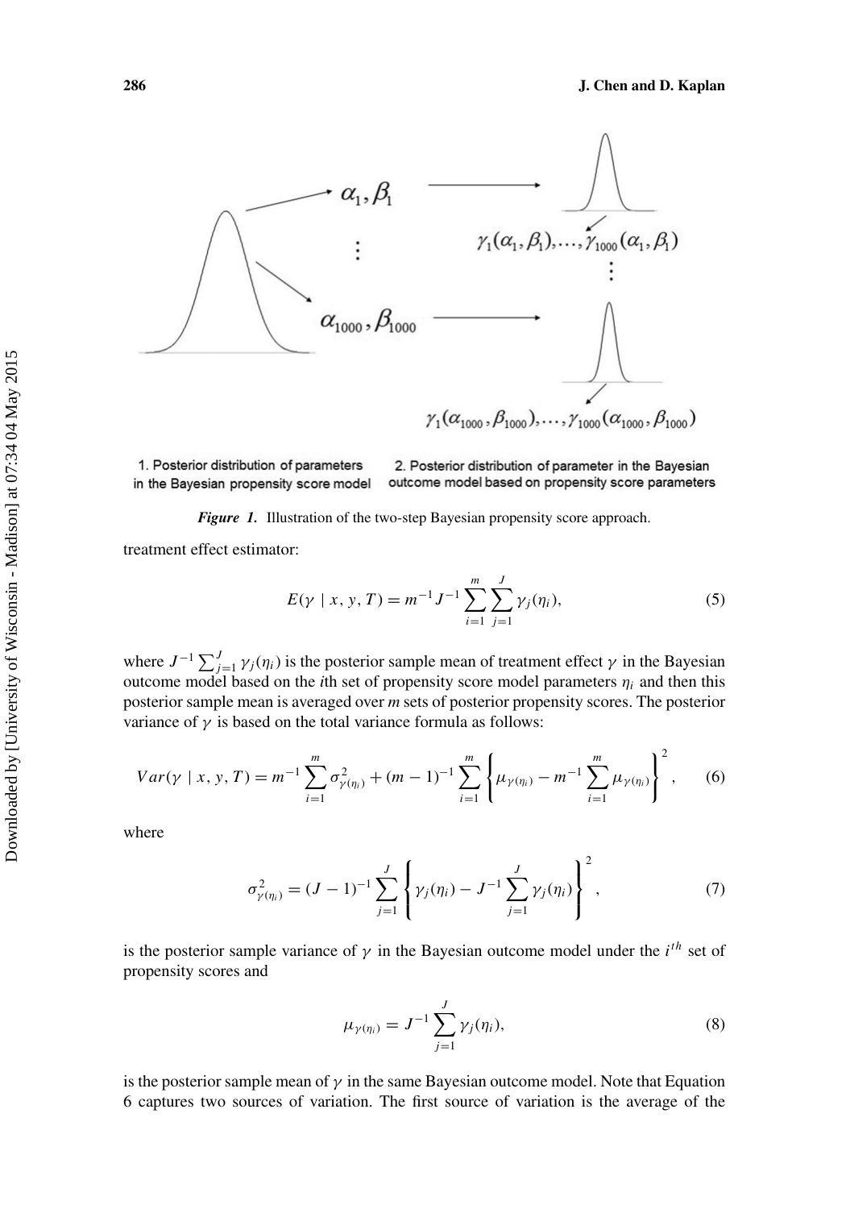1. Posterior distribution of parameters in the Bayesian propensity score model

2. Posterior distribution of parameter in the Bayesian outcome model based on propensity score parameters

***Figure 1.*** Illustration of the two-step Bayesian propensity score approach.

treatment effect estimator:

$$E(\gamma \mid x, y, T) = m^{-1} J^{-1} \sum_{i=1}^{m} \sum_{j=1}^{J} \gamma_j(\eta_i), \tag{5}$$

where $J^{-1} \sum_{j=1}^{J} \gamma_j(\eta_i)$ is the posterior sample mean of treatment effect $\gamma$ in the Bayesian outcome model based on the $i$th set of propensity score model parameters $\eta_i$ and then this posterior sample mean is averaged over $m$ sets of posterior propensity scores. The posterior variance of $\gamma$ is based on the total variance formula as follows:

$$Var(\gamma \mid x, y, T) = m^{-1} \sum_{i=1}^{m} \sigma^2_{\gamma(\eta_i)} + (m-1)^{-1} \sum_{i=1}^{m} \left\{ \mu_{\gamma(\eta_i)} - m^{-1} \sum_{i=1}^{m} \mu_{\gamma(\eta_i)} \right\}^2, \tag{6}$$

where

$$\sigma^2_{\gamma(\eta_i)} = (J-1)^{-1} \sum_{j=1}^{J} \left\{ \gamma_j(\eta_i) - J^{-1} \sum_{j=1}^{J} \gamma_j(\eta_i) \right\}^2, \tag{7}$$

is the posterior sample variance of $\gamma$ in the Bayesian outcome model under the $i^{th}$ set of propensity scores and

$$\mu_{\gamma(\eta_i)} = J^{-1} \sum_{j=1}^{J} \gamma_j(\eta_i), \tag{8}$$

is the posterior sample mean of $\gamma$ in the same Bayesian outcome model. Note that Equation 6 captures two sources of variation. The first source of variation is the average of the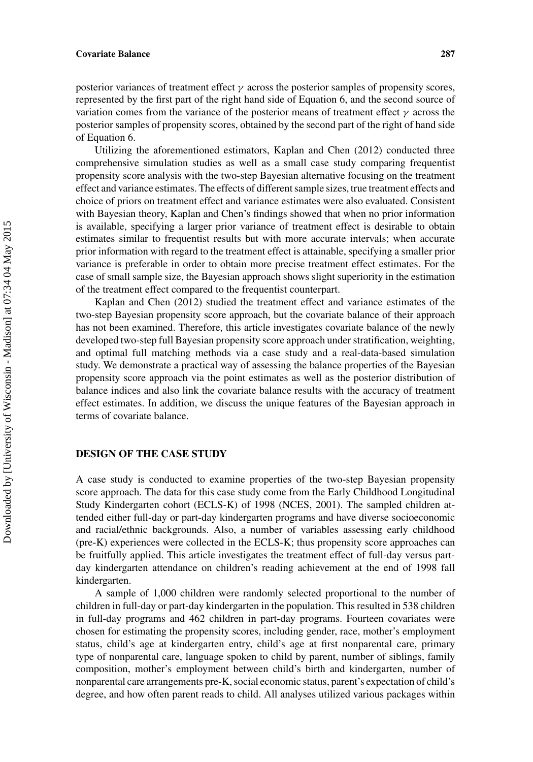posterior variances of treatment effect $\gamma$ across the posterior samples of propensity scores, represented by the first part of the right hand side of Equation 6, and the second source of variation comes from the variance of the posterior means of treatment effect $\gamma$ across the posterior samples of propensity scores, obtained by the second part of the right of hand side of Equation 6.

Utilizing the aforementioned estimators, Kaplan and Chen (2012) conducted three comprehensive simulation studies as well as a small case study comparing frequentist propensity score analysis with the two-step Bayesian alternative focusing on the treatment effect and variance estimates. The effects of different sample sizes, true treatment effects and choice of priors on treatment effect and variance estimates were also evaluated. Consistent with Bayesian theory, Kaplan and Chen's findings showed that when no prior information is available, specifying a larger prior variance of treatment effect is desirable to obtain estimates similar to frequentist results but with more accurate intervals; when accurate prior information with regard to the treatment effect is attainable, specifying a smaller prior variance is preferable in order to obtain more precise treatment effect estimates. For the case of small sample size, the Bayesian approach shows slight superiority in the estimation of the treatment effect compared to the frequentist counterpart.

Kaplan and Chen (2012) studied the treatment effect and variance estimates of the two-step Bayesian propensity score approach, but the covariate balance of their approach has not been examined. Therefore, this article investigates covariate balance of the newly developed two-step full Bayesian propensity score approach under stratification, weighting, and optimal full matching methods via a case study and a real-data-based simulation study. We demonstrate a practical way of assessing the balance properties of the Bayesian propensity score approach via the point estimates as well as the posterior distribution of balance indices and also link the covariate balance results with the accuracy of treatment effect estimates. In addition, we discuss the unique features of the Bayesian approach in terms of covariate balance.

## DESIGN OF THE CASE STUDY

A case study is conducted to examine properties of the two-step Bayesian propensity score approach. The data for this case study come from the Early Childhood Longitudinal Study Kindergarten cohort (ECLS-K) of 1998 (NCES, 2001). The sampled children attended either full-day or part-day kindergarten programs and have diverse socioeconomic and racial/ethnic backgrounds. Also, a number of variables assessing early childhood (pre-K) experiences were collected in the ECLS-K; thus propensity score approaches can be fruitfully applied. This article investigates the treatment effect of full-day versus part-day kindergarten attendance on children's reading achievement at the end of 1998 fall kindergarten.

A sample of 1,000 children were randomly selected proportional to the number of children in full-day or part-day kindergarten in the population. This resulted in 538 children in full-day programs and 462 children in part-day programs. Fourteen covariates were chosen for estimating the propensity scores, including gender, race, mother's employment status, child's age at kindergarten entry, child's age at first nonparental care, primary type of nonparental care, language spoken to child by parent, number of siblings, family composition, mother's employment between child's birth and kindergarten, number of nonparental care arrangements pre-K, social economic status, parent's expectation of child's degree, and how often parent reads to child. All analyses utilized various packages within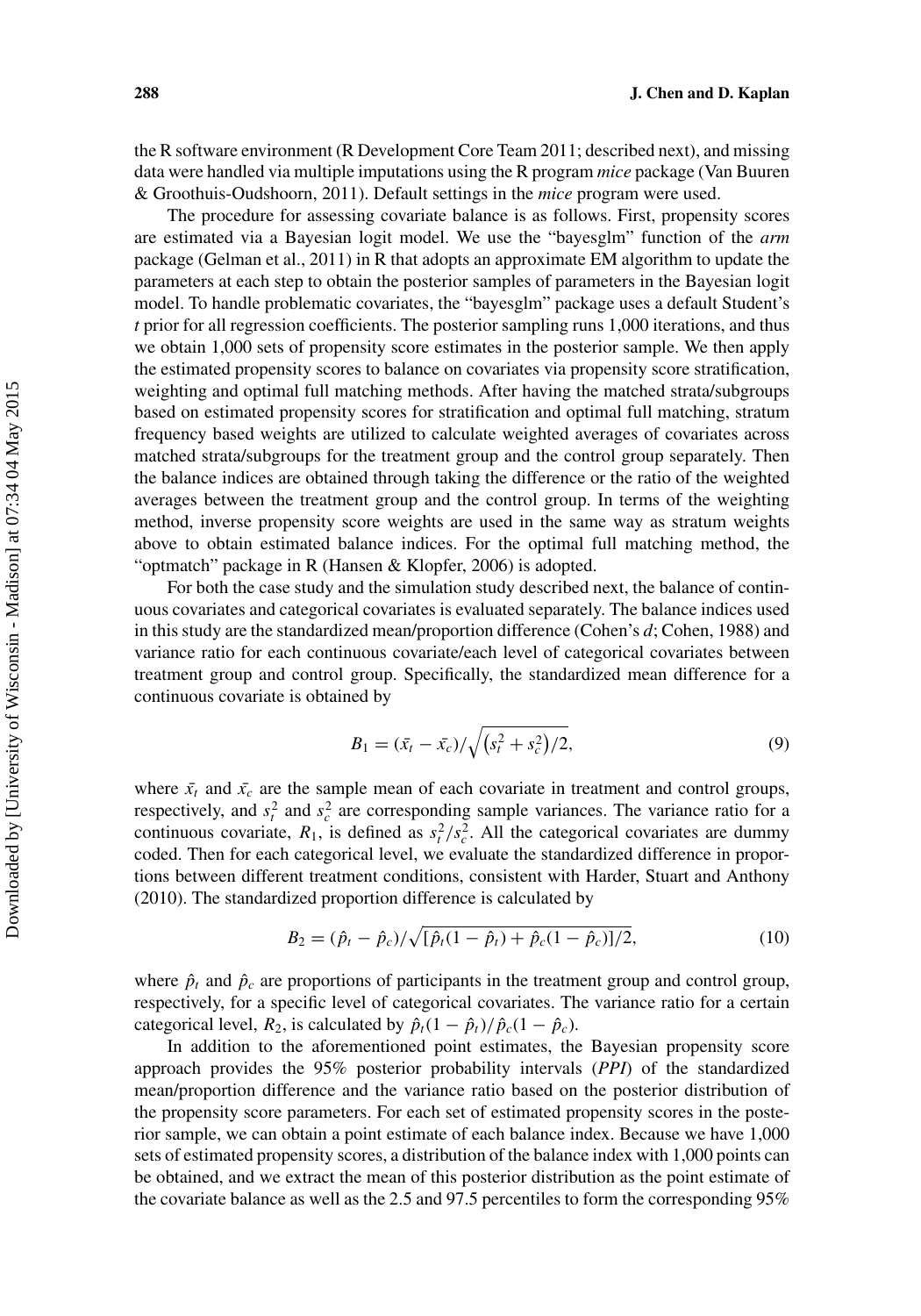the R software environment (R Development Core Team 2011; described next), and missing data were handled via multiple imputations using the R program *mice* package (Van Buuren & Groothuis-Oudshoorn, 2011). Default settings in the *mice* program were used.

The procedure for assessing covariate balance is as follows. First, propensity scores are estimated via a Bayesian logit model. We use the "bayesglm" function of the *arm* package (Gelman et al., 2011) in R that adopts an approximate EM algorithm to update the parameters at each step to obtain the posterior samples of parameters in the Bayesian logit model. To handle problematic covariates, the "bayesglm" package uses a default Student's *t* prior for all regression coefficients. The posterior sampling runs 1,000 iterations, and thus we obtain 1,000 sets of propensity score estimates in the posterior sample. We then apply the estimated propensity scores to balance on covariates via propensity score stratification, weighting and optimal full matching methods. After having the matched strata/subgroups based on estimated propensity scores for stratification and optimal full matching, stratum frequency based weights are utilized to calculate weighted averages of covariates across matched strata/subgroups for the treatment group and the control group separately. Then the balance indices are obtained through taking the difference or the ratio of the weighted averages between the treatment group and the control group. In terms of the weighting method, inverse propensity score weights are used in the same way as stratum weights above to obtain estimated balance indices. For the optimal full matching method, the "optmatch" package in R (Hansen & Klopfer, 2006) is adopted.

For both the case study and the simulation study described next, the balance of continuous covariates and categorical covariates is evaluated separately. The balance indices used in this study are the standardized mean/proportion difference (Cohen's *d*; Cohen, 1988) and variance ratio for each continuous covariate/each level of categorical covariates between treatment group and control group. Specifically, the standardized mean difference for a continuous covariate is obtained by

$$B_1 = (\bar{x}_t - \bar{x}_c)/\sqrt{\left(s_t^2 + s_c^2\right)/2}, \tag{9}$$

where $\bar{x}_t$ and $\bar{x}_c$ are the sample mean of each covariate in treatment and control groups, respectively, and $s_t^2$ and $s_c^2$ are corresponding sample variances. The variance ratio for a continuous covariate, $R_1$, is defined as $s_t^2/s_c^2$. All the categorical covariates are dummy coded. Then for each categorical level, we evaluate the standardized difference in proportions between different treatment conditions, consistent with Harder, Stuart and Anthony (2010). The standardized proportion difference is calculated by

$$B_2 = (\hat{p}_t - \hat{p}_c)/\sqrt{[\hat{p}_t(1 - \hat{p}_t) + \hat{p}_c(1 - \hat{p}_c)]/2}, \tag{10}$$

where $\hat{p}_t$ and $\hat{p}_c$ are proportions of participants in the treatment group and control group, respectively, for a specific level of categorical covariates. The variance ratio for a certain categorical level, $R_2$, is calculated by $\hat{p}_t(1 - \hat{p}_t)/\hat{p}_c(1 - \hat{p}_c)$.

In addition to the aforementioned point estimates, the Bayesian propensity score approach provides the 95% posterior probability intervals (*PPI*) of the standardized mean/proportion difference and the variance ratio based on the posterior distribution of the propensity score parameters. For each set of estimated propensity scores in the posterior sample, we can obtain a point estimate of each balance index. Because we have 1,000 sets of estimated propensity scores, a distribution of the balance index with 1,000 points can be obtained, and we extract the mean of this posterior distribution as the point estimate of the covariate balance as well as the 2.5 and 97.5 percentiles to form the corresponding 95%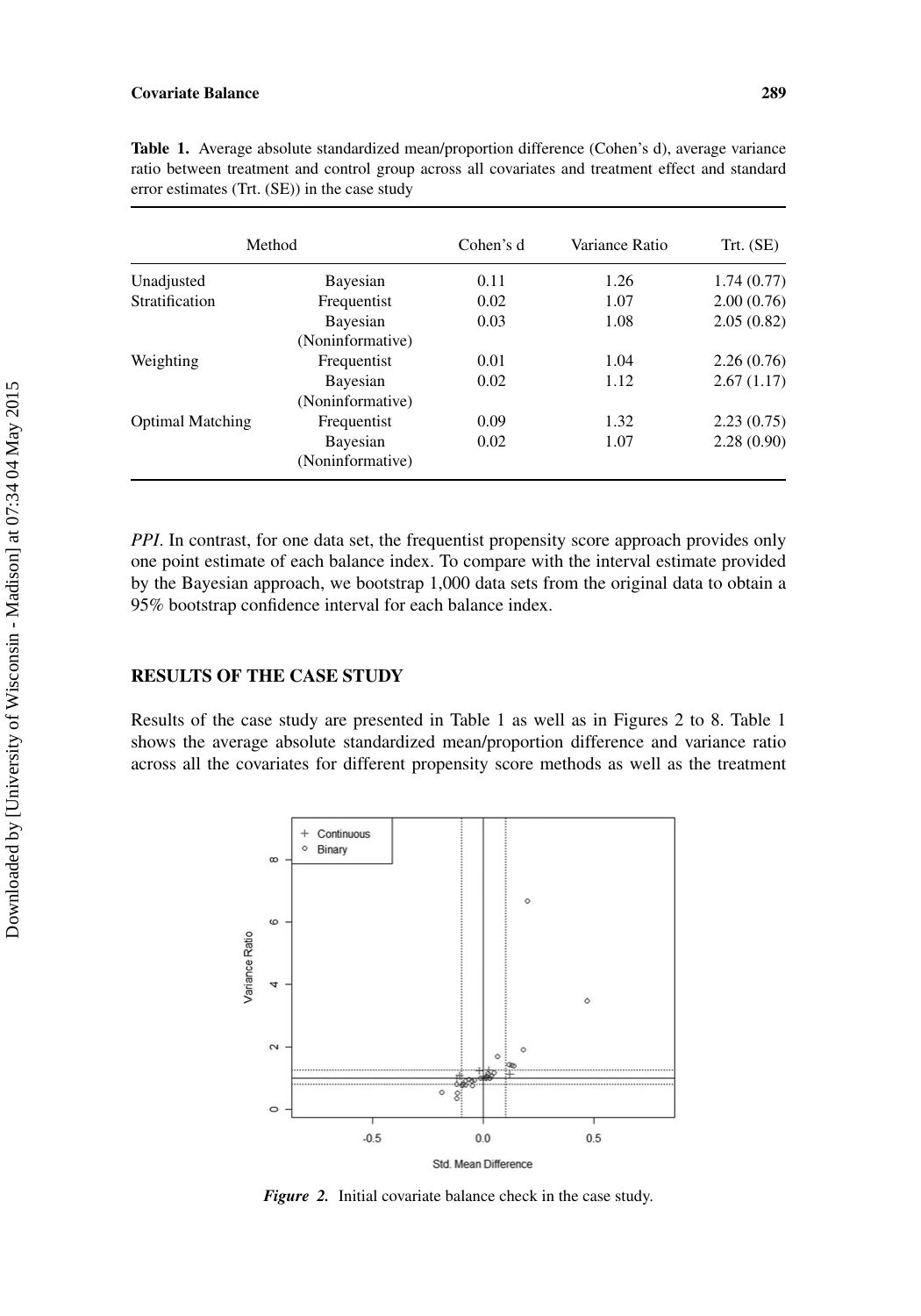**Table 1.** Average absolute standardized mean/proportion difference (Cohen's d), average variance ratio between treatment and control group across all covariates and treatment effect and standard error estimates (Trt. (SE)) in the case study

| Method | | Cohen's d | Variance Ratio | Trt. (SE) |
|---|---|---|---|---|
| Unadjusted | Bayesian | 0.11 | 1.26 | 1.74 (0.77) |
| Stratification | Frequentist | 0.02 | 1.07 | 2.00 (0.76) |
| | Bayesian (Noninformative) | 0.03 | 1.08 | 2.05 (0.82) |
| Weighting | Frequentist | 0.01 | 1.04 | 2.26 (0.76) |
| | Bayesian (Noninformative) | 0.02 | 1.12 | 2.67 (1.17) |
| Optimal Matching | Frequentist | 0.09 | 1.32 | 2.23 (0.75) |
| | Bayesian (Noninformative) | 0.02 | 1.07 | 2.28 (0.90) |

*PPI*. In contrast, for one data set, the frequentist propensity score approach provides only one point estimate of each balance index. To compare with the interval estimate provided by the Bayesian approach, we bootstrap 1,000 data sets from the original data to obtain a 95% bootstrap confidence interval for each balance index.

## RESULTS OF THE CASE STUDY

Results of the case study are presented in Table 1 as well as in Figures 2 to 8. Table 1 shows the average absolute standardized mean/proportion difference and variance ratio across all the covariates for different propensity score methods as well as the treatment

***Figure 2.*** Initial covariate balance check in the case study.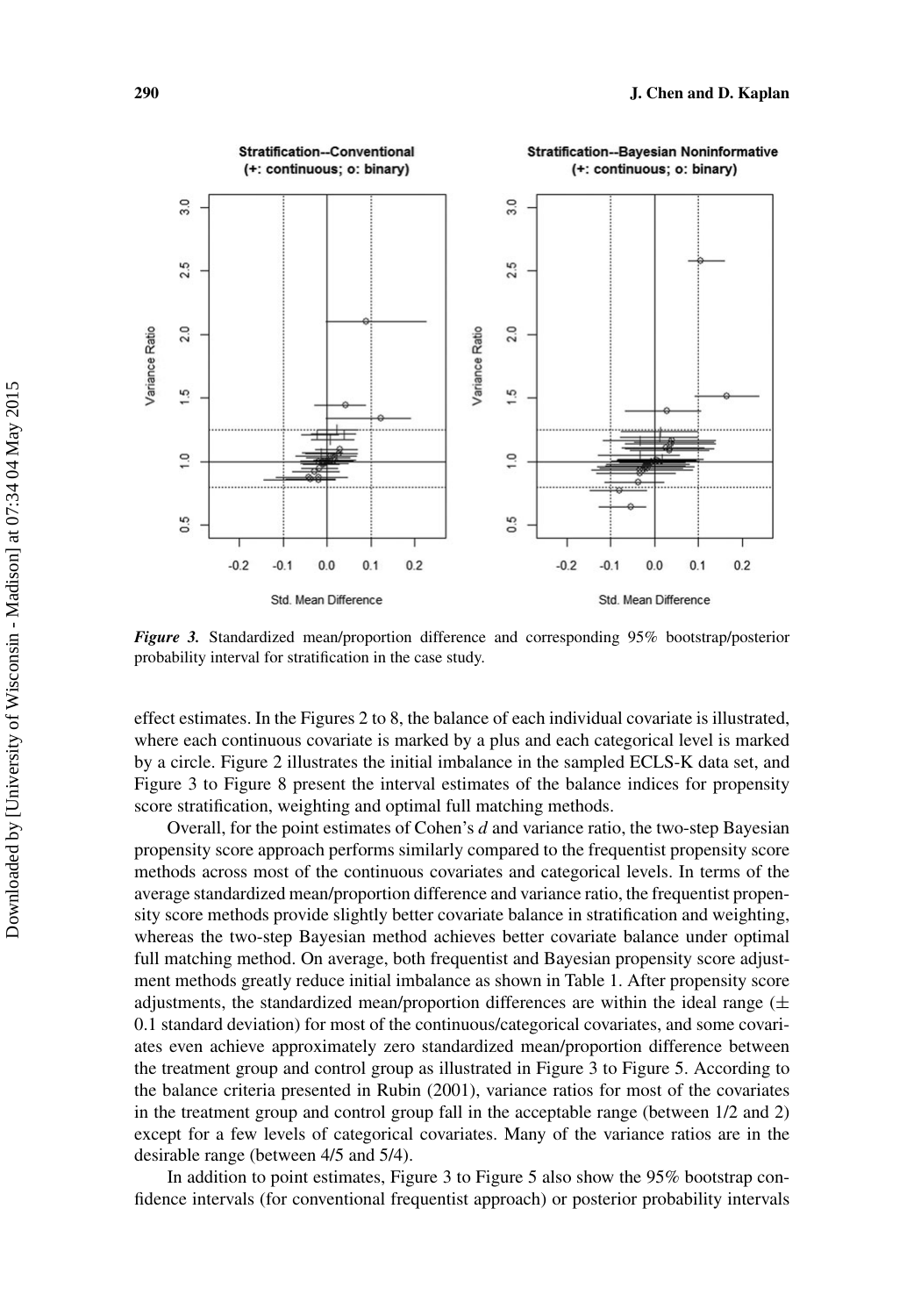*Figure 3.* Standardized mean/proportion difference and corresponding 95% bootstrap/posterior probability interval for stratification in the case study.

effect estimates. In the Figures 2 to 8, the balance of each individual covariate is illustrated, where each continuous covariate is marked by a plus and each categorical level is marked by a circle. Figure 2 illustrates the initial imbalance in the sampled ECLS-K data set, and Figure 3 to Figure 8 present the interval estimates of the balance indices for propensity score stratification, weighting and optimal full matching methods.

Overall, for the point estimates of Cohen's *d* and variance ratio, the two-step Bayesian propensity score approach performs similarly compared to the frequentist propensity score methods across most of the continuous covariates and categorical levels. In terms of the average standardized mean/proportion difference and variance ratio, the frequentist propensity score methods provide slightly better covariate balance in stratification and weighting, whereas the two-step Bayesian method achieves better covariate balance under optimal full matching method. On average, both frequentist and Bayesian propensity score adjustment methods greatly reduce initial imbalance as shown in Table 1. After propensity score adjustments, the standardized mean/proportion differences are within the ideal range ($\pm$ 0.1 standard deviation) for most of the continuous/categorical covariates, and some covariates even achieve approximately zero standardized mean/proportion difference between the treatment group and control group as illustrated in Figure 3 to Figure 5. According to the balance criteria presented in Rubin (2001), variance ratios for most of the covariates in the treatment group and control group fall in the acceptable range (between 1/2 and 2) except for a few levels of categorical covariates. Many of the variance ratios are in the desirable range (between 4/5 and 5/4).

In addition to point estimates, Figure 3 to Figure 5 also show the 95% bootstrap confidence intervals (for conventional frequentist approach) or posterior probability intervals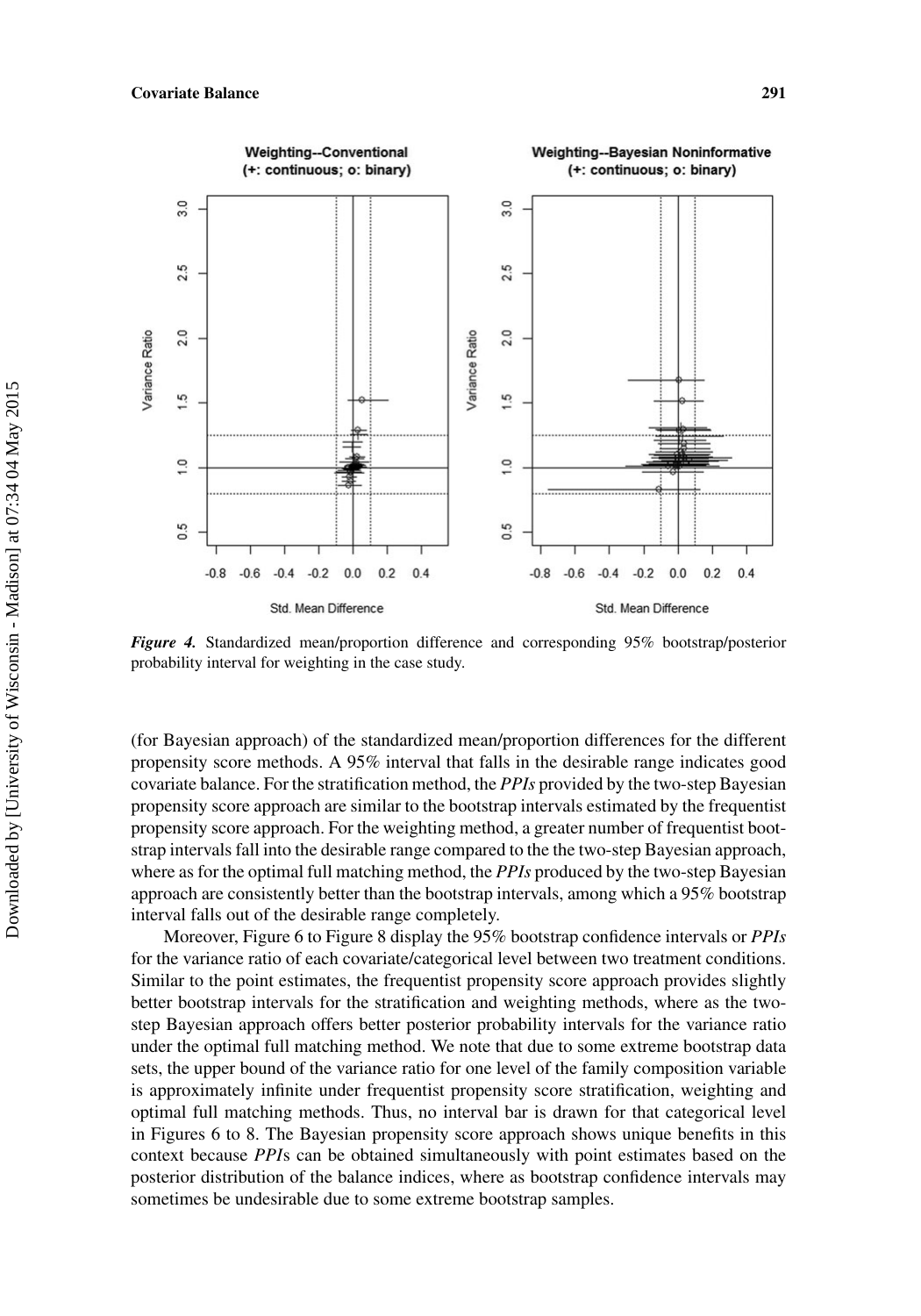*Figure 4.* Standardized mean/proportion difference and corresponding 95% bootstrap/posterior probability interval for weighting in the case study.

(for Bayesian approach) of the standardized mean/proportion differences for the different propensity score methods. A 95% interval that falls in the desirable range indicates good covariate balance. For the stratification method, the *PPIs* provided by the two-step Bayesian propensity score approach are similar to the bootstrap intervals estimated by the frequentist propensity score approach. For the weighting method, a greater number of frequentist bootstrap intervals fall into the desirable range compared to the the two-step Bayesian approach, where as for the optimal full matching method, the *PPIs* produced by the two-step Bayesian approach are consistently better than the bootstrap intervals, among which a 95% bootstrap interval falls out of the desirable range completely.

Moreover, Figure 6 to Figure 8 display the 95% bootstrap confidence intervals or *PPIs* for the variance ratio of each covariate/categorical level between two treatment conditions. Similar to the point estimates, the frequentist propensity score approach provides slightly better bootstrap intervals for the stratification and weighting methods, where as the two-step Bayesian approach offers better posterior probability intervals for the variance ratio under the optimal full matching method. We note that due to some extreme bootstrap data sets, the upper bound of the variance ratio for one level of the family composition variable is approximately infinite under frequentist propensity score stratification, weighting and optimal full matching methods. Thus, no interval bar is drawn for that categorical level in Figures 6 to 8. The Bayesian propensity score approach shows unique benefits in this context because *PPI*s can be obtained simultaneously with point estimates based on the posterior distribution of the balance indices, where as bootstrap confidence intervals may sometimes be undesirable due to some extreme bootstrap samples.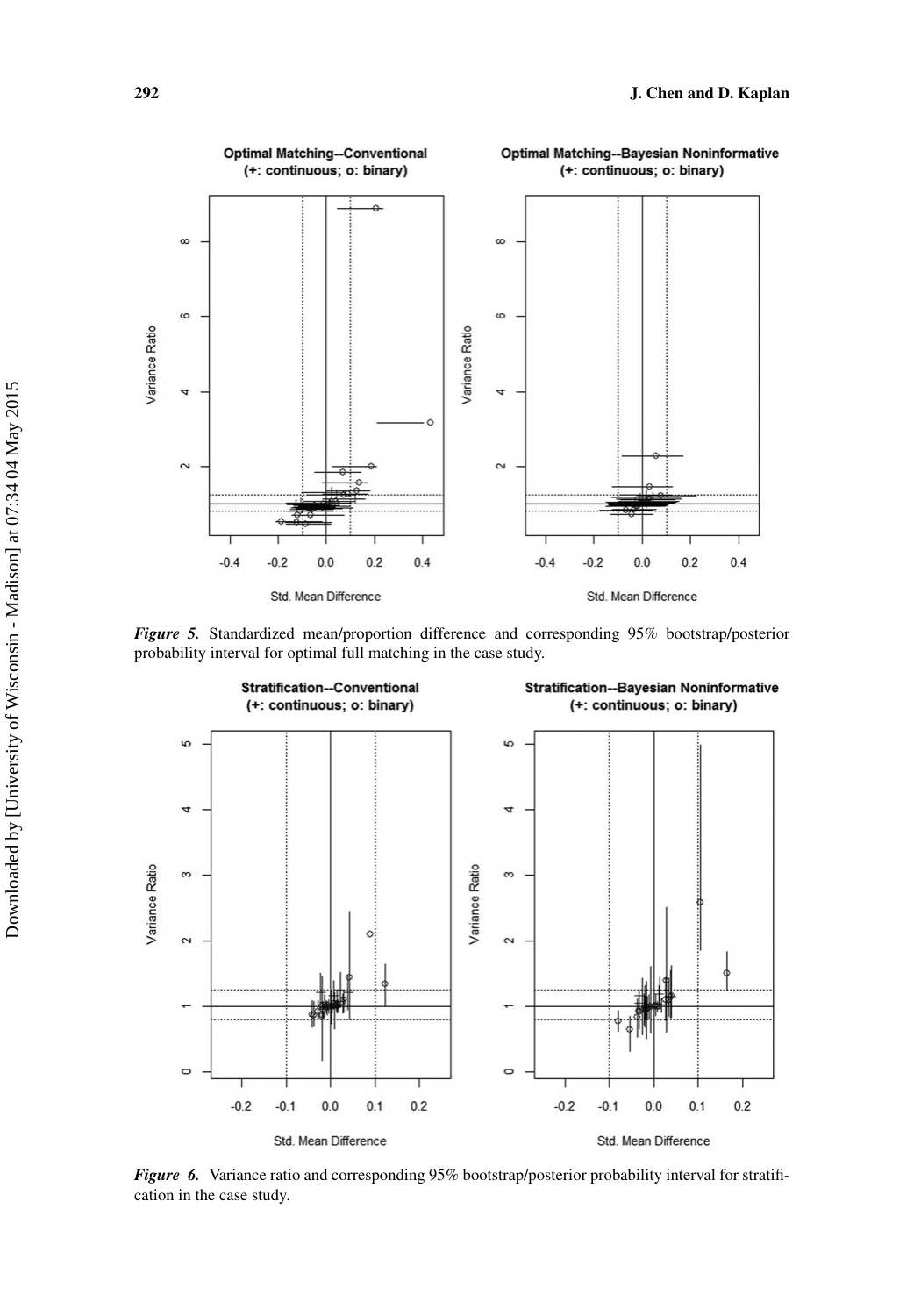*Figure 5.* Standardized mean/proportion difference and corresponding 95% bootstrap/posterior probability interval for optimal full matching in the case study.

*Figure 6.* Variance ratio and corresponding 95% bootstrap/posterior probability interval for stratification in the case study.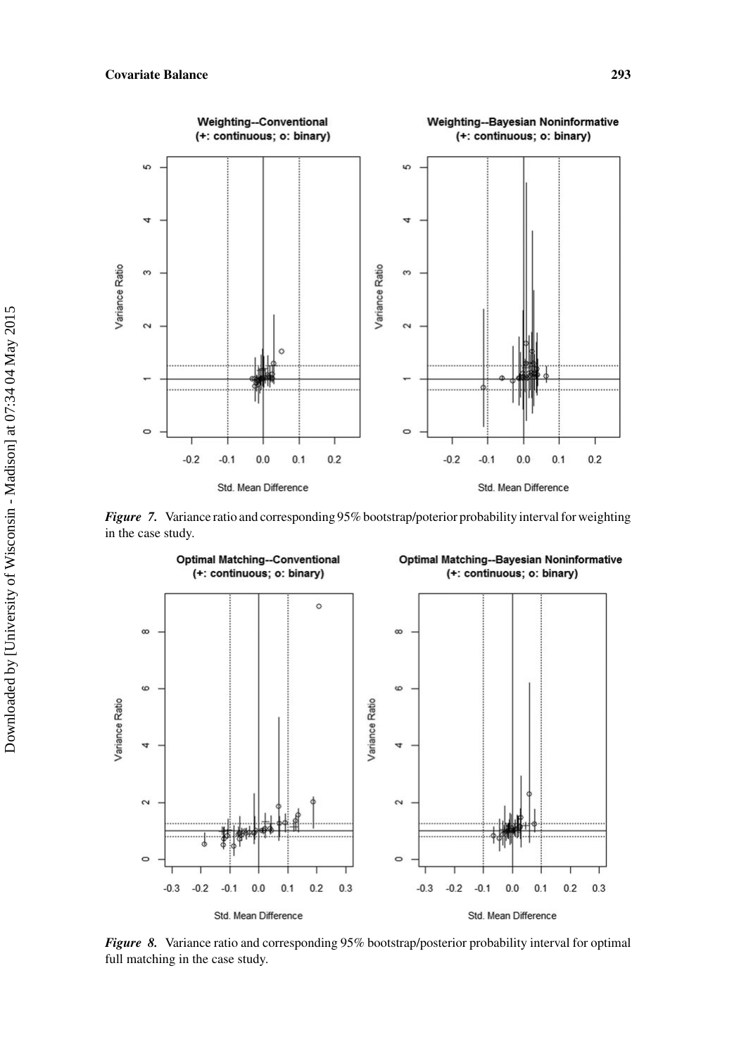*Figure 7.* Variance ratio and corresponding 95% bootstrap/poterior probability interval for weighting in the case study.

*Figure 8.* Variance ratio and corresponding 95% bootstrap/posterior probability interval for optimal full matching in the case study.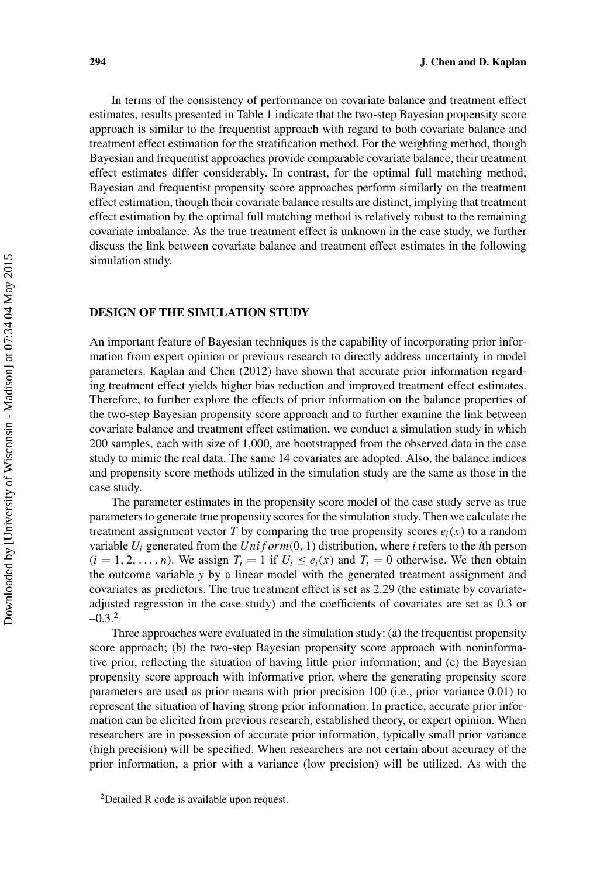In terms of the consistency of performance on covariate balance and treatment effect estimates, results presented in Table 1 indicate that the two-step Bayesian propensity score approach is similar to the frequentist approach with regard to both covariate balance and treatment effect estimation for the stratification method. For the weighting method, though Bayesian and frequentist approaches provide comparable covariate balance, their treatment effect estimates differ considerably. In contrast, for the optimal full matching method, Bayesian and frequentist propensity score approaches perform similarly on the treatment effect estimation, though their covariate balance results are distinct, implying that treatment effect estimation by the optimal full matching method is relatively robust to the remaining covariate imbalance. As the true treatment effect is unknown in the case study, we further discuss the link between covariate balance and treatment effect estimates in the following simulation study.

## DESIGN OF THE SIMULATION STUDY

An important feature of Bayesian techniques is the capability of incorporating prior information from expert opinion or previous research to directly address uncertainty in model parameters. Kaplan and Chen (2012) have shown that accurate prior information regarding treatment effect yields higher bias reduction and improved treatment effect estimates. Therefore, to further explore the effects of prior information on the balance properties of the two-step Bayesian propensity score approach and to further examine the link between covariate balance and treatment effect estimation, we conduct a simulation study in which 200 samples, each with size of 1,000, are bootstrapped from the observed data in the case study to mimic the real data. The same 14 covariates are adopted. Also, the balance indices and propensity score methods utilized in the simulation study are the same as those in the case study.

The parameter estimates in the propensity score model of the case study serve as true parameters to generate true propensity scores for the simulation study. Then we calculate the treatment assignment vector $T$ by comparing the true propensity scores $e_i(x)$ to a random variable $U_i$ generated from the $Uniform(0, 1)$ distribution, where $i$ refers to the $i$th person $(i = 1, 2, \ldots, n)$. We assign $T_i = 1$ if $U_i \leq e_i(x)$ and $T_i = 0$ otherwise. We then obtain the outcome variable $y$ by a linear model with the generated treatment assignment and covariates as predictors. The true treatment effect is set as 2.29 (the estimate by covariate-adjusted regression in the case study) and the coefficients of covariates are set as 0.3 or –0.3.[2]

Three approaches were evaluated in the simulation study: (a) the frequentist propensity score approach; (b) the two-step Bayesian propensity score approach with noninformative prior, reflecting the situation of having little prior information; and (c) the Bayesian propensity score approach with informative prior, where the generating propensity score parameters are used as prior means with prior precision 100 (i.e., prior variance 0.01) to represent the situation of having strong prior information. In practice, accurate prior information can be elicited from previous research, established theory, or expert opinion. When researchers are in possession of accurate prior information, typically small prior variance (high precision) will be specified. When researchers are not certain about accuracy of the prior information, a prior with a variance (low precision) will be utilized. As with the

[2]Detailed R code is available upon request.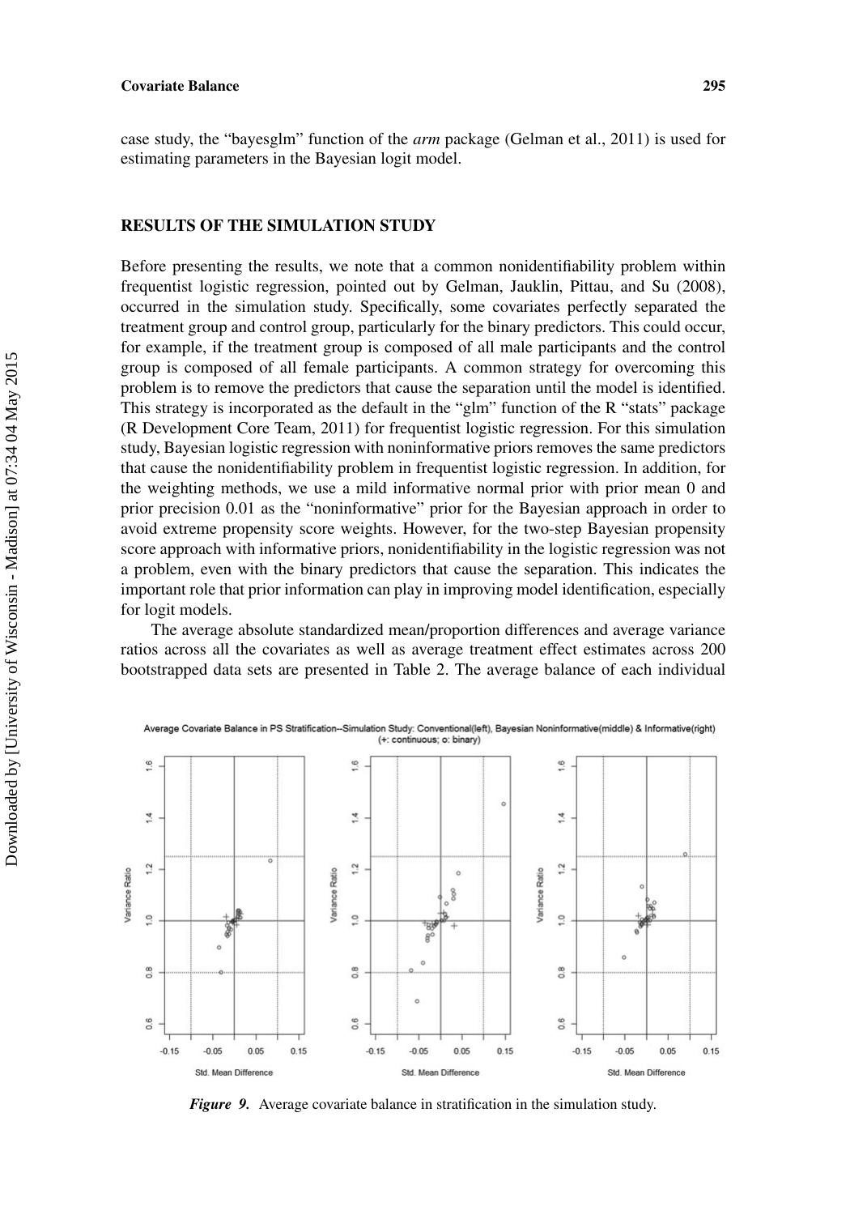case study, the "bayesglm" function of the *arm* package (Gelman et al., 2011) is used for estimating parameters in the Bayesian logit model.

## RESULTS OF THE SIMULATION STUDY

Before presenting the results, we note that a common nonidentifiability problem within frequentist logistic regression, pointed out by Gelman, Jauklin, Pittau, and Su (2008), occurred in the simulation study. Specifically, some covariates perfectly separated the treatment group and control group, particularly for the binary predictors. This could occur, for example, if the treatment group is composed of all male participants and the control group is composed of all female participants. A common strategy for overcoming this problem is to remove the predictors that cause the separation until the model is identified. This strategy is incorporated as the default in the "glm" function of the R "stats" package (R Development Core Team, 2011) for frequentist logistic regression. For this simulation study, Bayesian logistic regression with noninformative priors removes the same predictors that cause the nonidentifiability problem in frequentist logistic regression. In addition, for the weighting methods, we use a mild informative normal prior with prior mean 0 and prior precision 0.01 as the "noninformative" prior for the Bayesian approach in order to avoid extreme propensity score weights. However, for the two-step Bayesian propensity score approach with informative priors, nonidentifiability in the logistic regression was not a problem, even with the binary predictors that cause the separation. This indicates the important role that prior information can play in improving model identification, especially for logit models.

The average absolute standardized mean/proportion differences and average variance ratios across all the covariates as well as average treatment effect estimates across 200 bootstrapped data sets are presented in Table 2. The average balance of each individual

*Figure 9.* Average covariate balance in stratification in the simulation study.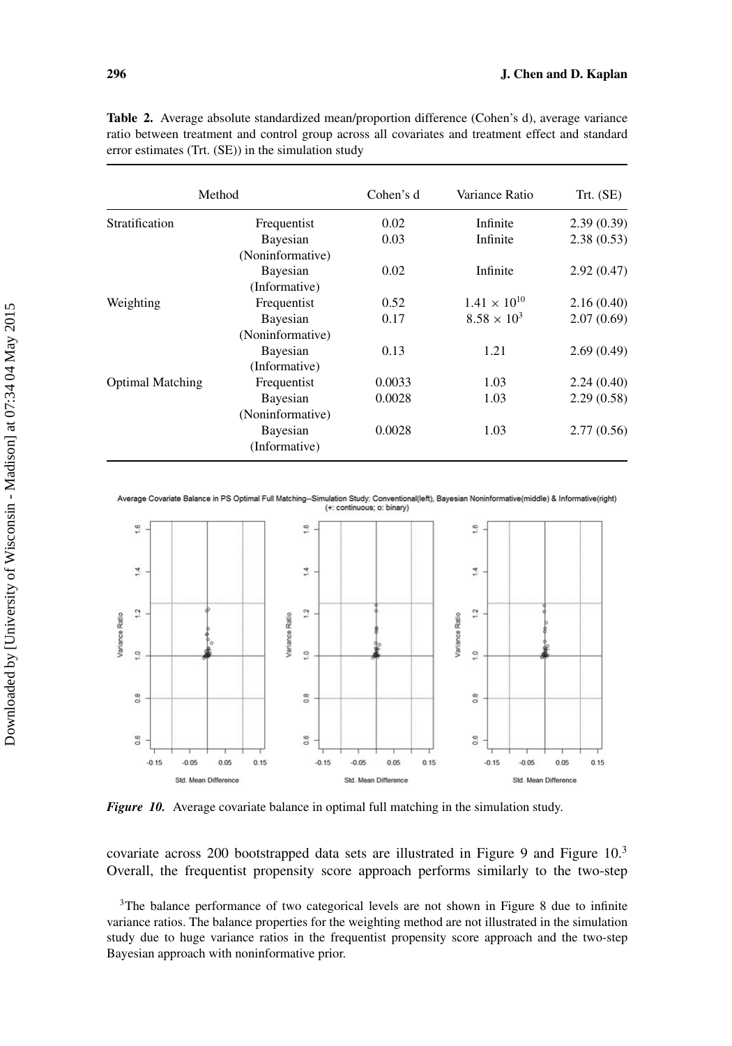**Table 2.** Average absolute standardized mean/proportion difference (Cohen's d), average variance ratio between treatment and control group across all covariates and treatment effect and standard error estimates (Trt. (SE)) in the simulation study

| Method | | Cohen's d | Variance Ratio | Trt. (SE) |
|---|---|---|---|---|
| Stratification | Frequentist | 0.02 | Infinite | 2.39 (0.39) |
| | Bayesian (Noninformative) | 0.03 | Infinite | 2.38 (0.53) |
| | Bayesian (Informative) | 0.02 | Infinite | 2.92 (0.47) |
| Weighting | Frequentist | 0.52 | $1.41 \times 10^{10}$ | 2.16 (0.40) |
| | Bayesian (Noninformative) | 0.17 | $8.58 \times 10^{3}$ | 2.07 (0.69) |
| | Bayesian (Informative) | 0.13 | 1.21 | 2.69 (0.49) |
| Optimal Matching | Frequentist | 0.0033 | 1.03 | 2.24 (0.40) |
| | Bayesian (Noninformative) | 0.0028 | 1.03 | 2.29 (0.58) |
| | Bayesian (Informative) | 0.0028 | 1.03 | 2.77 (0.56) |

***Figure 10.*** Average covariate balance in optimal full matching in the simulation study.

covariate across 200 bootstrapped data sets are illustrated in Figure 9 and Figure 10.[3] Overall, the frequentist propensity score approach performs similarly to the two-step

[3]The balance performance of two categorical levels are not shown in Figure 8 due to infinite variance ratios. The balance properties for the weighting method are not illustrated in the simulation study due to huge variance ratios in the frequentist propensity score approach and the two-step Bayesian approach with noninformative prior.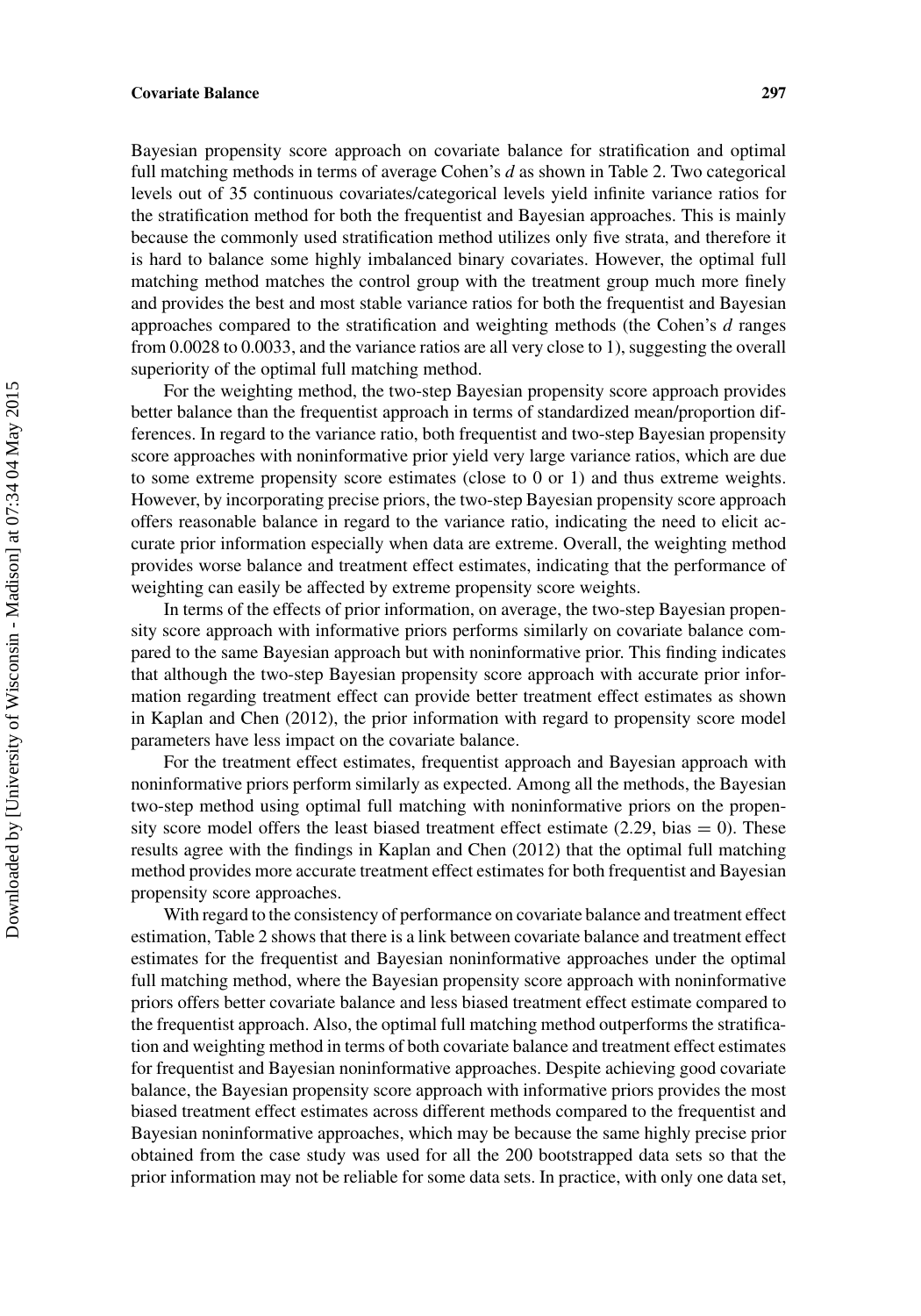Bayesian propensity score approach on covariate balance for stratification and optimal full matching methods in terms of average Cohen's *d* as shown in Table 2. Two categorical levels out of 35 continuous covariates/categorical levels yield infinite variance ratios for the stratification method for both the frequentist and Bayesian approaches. This is mainly because the commonly used stratification method utilizes only five strata, and therefore it is hard to balance some highly imbalanced binary covariates. However, the optimal full matching method matches the control group with the treatment group much more finely and provides the best and most stable variance ratios for both the frequentist and Bayesian approaches compared to the stratification and weighting methods (the Cohen's *d* ranges from 0.0028 to 0.0033, and the variance ratios are all very close to 1), suggesting the overall superiority of the optimal full matching method.

For the weighting method, the two-step Bayesian propensity score approach provides better balance than the frequentist approach in terms of standardized mean/proportion differences. In regard to the variance ratio, both frequentist and two-step Bayesian propensity score approaches with noninformative prior yield very large variance ratios, which are due to some extreme propensity score estimates (close to 0 or 1) and thus extreme weights. However, by incorporating precise priors, the two-step Bayesian propensity score approach offers reasonable balance in regard to the variance ratio, indicating the need to elicit accurate prior information especially when data are extreme. Overall, the weighting method provides worse balance and treatment effect estimates, indicating that the performance of weighting can easily be affected by extreme propensity score weights.

In terms of the effects of prior information, on average, the two-step Bayesian propensity score approach with informative priors performs similarly on covariate balance compared to the same Bayesian approach but with noninformative prior. This finding indicates that although the two-step Bayesian propensity score approach with accurate prior information regarding treatment effect can provide better treatment effect estimates as shown in Kaplan and Chen (2012), the prior information with regard to propensity score model parameters have less impact on the covariate balance.

For the treatment effect estimates, frequentist approach and Bayesian approach with noninformative priors perform similarly as expected. Among all the methods, the Bayesian two-step method using optimal full matching with noninformative priors on the propensity score model offers the least biased treatment effect estimate (2.29, bias = 0). These results agree with the findings in Kaplan and Chen (2012) that the optimal full matching method provides more accurate treatment effect estimates for both frequentist and Bayesian propensity score approaches.

With regard to the consistency of performance on covariate balance and treatment effect estimation, Table 2 shows that there is a link between covariate balance and treatment effect estimates for the frequentist and Bayesian noninformative approaches under the optimal full matching method, where the Bayesian propensity score approach with noninformative priors offers better covariate balance and less biased treatment effect estimate compared to the frequentist approach. Also, the optimal full matching method outperforms the stratification and weighting method in terms of both covariate balance and treatment effect estimates for frequentist and Bayesian noninformative approaches. Despite achieving good covariate balance, the Bayesian propensity score approach with informative priors provides the most biased treatment effect estimates across different methods compared to the frequentist and Bayesian noninformative approaches, which may be because the same highly precise prior obtained from the case study was used for all the 200 bootstrapped data sets so that the prior information may not be reliable for some data sets. In practice, with only one data set,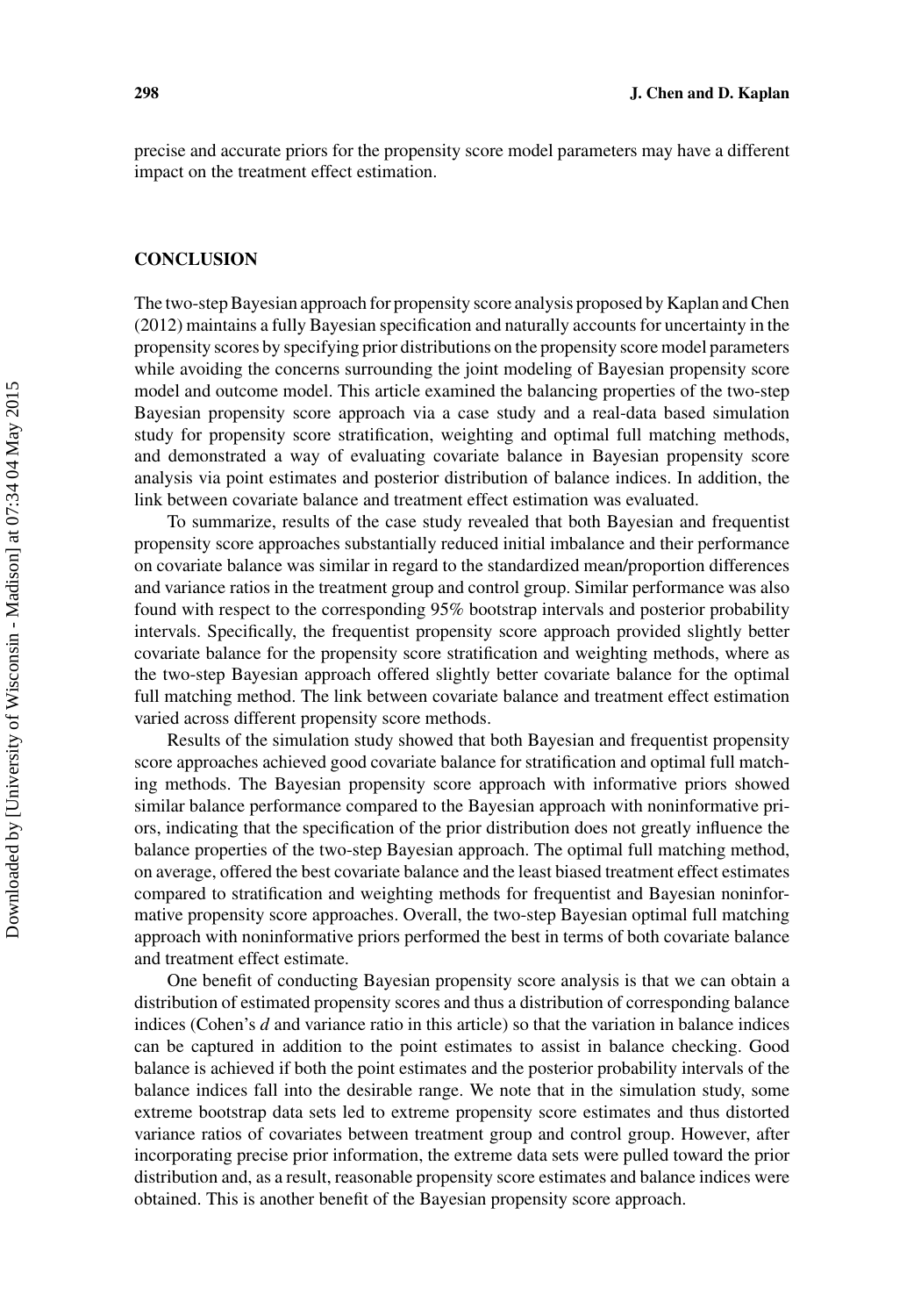precise and accurate priors for the propensity score model parameters may have a different impact on the treatment effect estimation.

## CONCLUSION

The two-step Bayesian approach for propensity score analysis proposed by Kaplan and Chen (2012) maintains a fully Bayesian specification and naturally accounts for uncertainty in the propensity scores by specifying prior distributions on the propensity score model parameters while avoiding the concerns surrounding the joint modeling of Bayesian propensity score model and outcome model. This article examined the balancing properties of the two-step Bayesian propensity score approach via a case study and a real-data based simulation study for propensity score stratification, weighting and optimal full matching methods, and demonstrated a way of evaluating covariate balance in Bayesian propensity score analysis via point estimates and posterior distribution of balance indices. In addition, the link between covariate balance and treatment effect estimation was evaluated.

To summarize, results of the case study revealed that both Bayesian and frequentist propensity score approaches substantially reduced initial imbalance and their performance on covariate balance was similar in regard to the standardized mean/proportion differences and variance ratios in the treatment group and control group. Similar performance was also found with respect to the corresponding 95% bootstrap intervals and posterior probability intervals. Specifically, the frequentist propensity score approach provided slightly better covariate balance for the propensity score stratification and weighting methods, where as the two-step Bayesian approach offered slightly better covariate balance for the optimal full matching method. The link between covariate balance and treatment effect estimation varied across different propensity score methods.

Results of the simulation study showed that both Bayesian and frequentist propensity score approaches achieved good covariate balance for stratification and optimal full matching methods. The Bayesian propensity score approach with informative priors showed similar balance performance compared to the Bayesian approach with noninformative priors, indicating that the specification of the prior distribution does not greatly influence the balance properties of the two-step Bayesian approach. The optimal full matching method, on average, offered the best covariate balance and the least biased treatment effect estimates compared to stratification and weighting methods for frequentist and Bayesian noninformative propensity score approaches. Overall, the two-step Bayesian optimal full matching approach with noninformative priors performed the best in terms of both covariate balance and treatment effect estimate.

One benefit of conducting Bayesian propensity score analysis is that we can obtain a distribution of estimated propensity scores and thus a distribution of corresponding balance indices (Cohen's $d$ and variance ratio in this article) so that the variation in balance indices can be captured in addition to the point estimates to assist in balance checking. Good balance is achieved if both the point estimates and the posterior probability intervals of the balance indices fall into the desirable range. We note that in the simulation study, some extreme bootstrap data sets led to extreme propensity score estimates and thus distorted variance ratios of covariates between treatment group and control group. However, after incorporating precise prior information, the extreme data sets were pulled toward the prior distribution and, as a result, reasonable propensity score estimates and balance indices were obtained. This is another benefit of the Bayesian propensity score approach.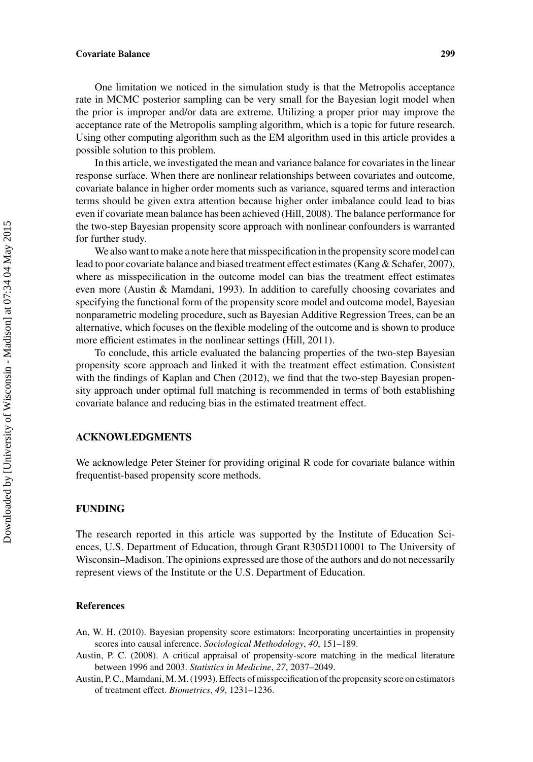One limitation we noticed in the simulation study is that the Metropolis acceptance rate in MCMC posterior sampling can be very small for the Bayesian logit model when the prior is improper and/or data are extreme. Utilizing a proper prior may improve the acceptance rate of the Metropolis sampling algorithm, which is a topic for future research. Using other computing algorithm such as the EM algorithm used in this article provides a possible solution to this problem.

In this article, we investigated the mean and variance balance for covariates in the linear response surface. When there are nonlinear relationships between covariates and outcome, covariate balance in higher order moments such as variance, squared terms and interaction terms should be given extra attention because higher order imbalance could lead to bias even if covariate mean balance has been achieved (Hill, 2008). The balance performance for the two-step Bayesian propensity score approach with nonlinear confounders is warranted for further study.

We also want to make a note here that misspecification in the propensity score model can lead to poor covariate balance and biased treatment effect estimates (Kang & Schafer, 2007), where as misspecification in the outcome model can bias the treatment effect estimates even more (Austin & Mamdani, 1993). In addition to carefully choosing covariates and specifying the functional form of the propensity score model and outcome model, Bayesian nonparametric modeling procedure, such as Bayesian Additive Regression Trees, can be an alternative, which focuses on the flexible modeling of the outcome and is shown to produce more efficient estimates in the nonlinear settings (Hill, 2011).

To conclude, this article evaluated the balancing properties of the two-step Bayesian propensity score approach and linked it with the treatment effect estimation. Consistent with the findings of Kaplan and Chen (2012), we find that the two-step Bayesian propensity approach under optimal full matching is recommended in terms of both establishing covariate balance and reducing bias in the estimated treatment effect.

## ACKNOWLEDGMENTS

We acknowledge Peter Steiner for providing original R code for covariate balance within frequentist-based propensity score methods.

## FUNDING

The research reported in this article was supported by the Institute of Education Sciences, U.S. Department of Education, through Grant R305D110001 to The University of Wisconsin–Madison. The opinions expressed are those of the authors and do not necessarily represent views of the Institute or the U.S. Department of Education.

## References

An, W. H. (2010). Bayesian propensity score estimators: Incorporating uncertainties in propensity scores into causal inference. *Sociological Methodology*, *40*, 151–189.

Austin, P. C. (2008). A critical appraisal of propensity-score matching in the medical literature between 1996 and 2003. *Statistics in Medicine*, *27*, 2037–2049.

Austin, P. C., Mamdani, M. M. (1993). Effects of misspecification of the propensity score on estimators of treatment effect. *Biometrics*, *49*, 1231–1236.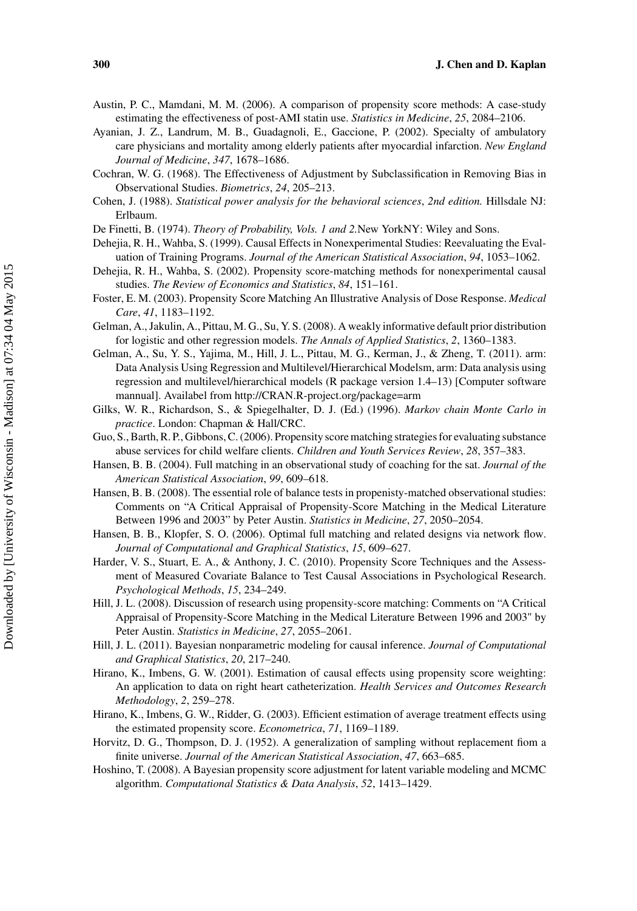Austin, P. C., Mamdani, M. M. (2006). A comparison of propensity score methods: A case-study estimating the effectiveness of post-AMI statin use. *Statistics in Medicine*, *25*, 2084–2106.

Ayanian, J. Z., Landrum, M. B., Guadagnoli, E., Gaccione, P. (2002). Specialty of ambulatory care physicians and mortality among elderly patients after myocardial infarction. *New England Journal of Medicine*, *347*, 1678–1686.

Cochran, W. G. (1968). The Effectiveness of Adjustment by Subclassification in Removing Bias in Observational Studies. *Biometrics*, *24*, 205–213.

Cohen, J. (1988). *Statistical power analysis for the behavioral sciences*, *2nd edition.* Hillsdale NJ: Erlbaum.

De Finetti, B. (1974). *Theory of Probability, Vols. 1 and 2.*New YorkNY: Wiley and Sons.

Dehejia, R. H., Wahba, S. (1999). Causal Effects in Nonexperimental Studies: Reevaluating the Evaluation of Training Programs. *Journal of the American Statistical Association*, *94*, 1053–1062.

Dehejia, R. H., Wahba, S. (2002). Propensity score-matching methods for nonexperimental causal studies. *The Review of Economics and Statistics*, *84*, 151–161.

Foster, E. M. (2003). Propensity Score Matching An Illustrative Analysis of Dose Response. *Medical Care*, *41*, 1183–1192.

Gelman, A., Jakulin, A., Pittau, M. G., Su, Y. S. (2008). A weakly informative default prior distribution for logistic and other regression models. *The Annals of Applied Statistics*, *2*, 1360–1383.

Gelman, A., Su, Y. S., Yajima, M., Hill, J. L., Pittau, M. G., Kerman, J., & Zheng, T. (2011). arm: Data Analysis Using Regression and Multilevel/Hierarchical Modelsm, arm: Data analysis using regression and multilevel/hierarchical models (R package version 1.4–13) [Computer software mannual]. Availabel from http://CRAN.R-project.org/package=arm

Gilks, W. R., Richardson, S., & Spiegelhalter, D. J. (Ed.) (1996). *Markov chain Monte Carlo in practice*. London: Chapman & Hall/CRC.

Guo, S., Barth, R. P., Gibbons, C. (2006). Propensity score matching strategies for evaluating substance abuse services for child welfare clients. *Children and Youth Services Review*, *28*, 357–383.

Hansen, B. B. (2004). Full matching in an observational study of coaching for the sat. *Journal of the American Statistical Association*, *99*, 609–618.

Hansen, B. B. (2008). The essential role of balance tests in propenisty-matched observational studies: Comments on "A Critical Appraisal of Propensity-Score Matching in the Medical Literature Between 1996 and 2003" by Peter Austin. *Statistics in Medicine*, *27*, 2050–2054.

Hansen, B. B., Klopfer, S. O. (2006). Optimal full matching and related designs via network flow. *Journal of Computational and Graphical Statistics*, *15*, 609–627.

Harder, V. S., Stuart, E. A., & Anthony, J. C. (2010). Propensity Score Techniques and the Assessment of Measured Covariate Balance to Test Causal Associations in Psychological Research. *Psychological Methods*, *15*, 234–249.

Hill, J. L. (2008). Discussion of research using propensity-score matching: Comments on "A Critical Appraisal of Propensity-Score Matching in the Medical Literature Between 1996 and 2003" by Peter Austin. *Statistics in Medicine*, *27*, 2055–2061.

Hill, J. L. (2011). Bayesian nonparametric modeling for causal inference. *Journal of Computational and Graphical Statistics*, *20*, 217–240.

Hirano, K., Imbens, G. W. (2001). Estimation of causal effects using propensity score weighting: An application to data on right heart catheterization. *Health Services and Outcomes Research Methodology*, *2*, 259–278.

Hirano, K., Imbens, G. W., Ridder, G. (2003). Efficient estimation of average treatment effects using the estimated propensity score. *Econometrica*, *71*, 1169–1189.

Horvitz, D. G., Thompson, D. J. (1952). A generalization of sampling without replacement fiom a finite universe. *Journal of the American Statistical Association*, *47*, 663–685.

Hoshino, T. (2008). A Bayesian propensity score adjustment for latent variable modeling and MCMC algorithm. *Computational Statistics & Data Analysis*, *52*, 1413–1429.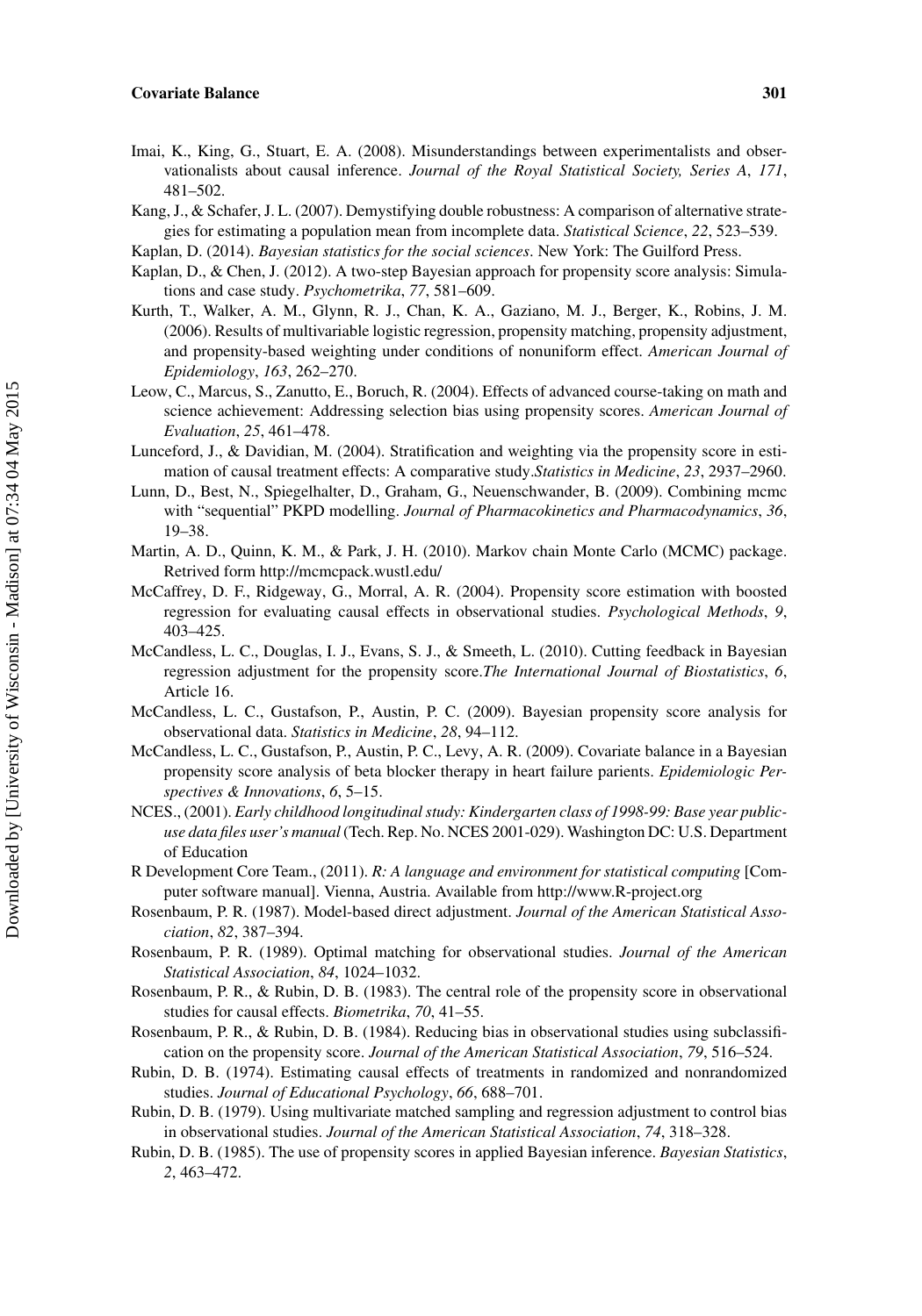Imai, K., King, G., Stuart, E. A. (2008). Misunderstandings between experimentalists and observationalists about causal inference. *Journal of the Royal Statistical Society, Series A*, *171*, 481–502.

Kang, J., & Schafer, J. L. (2007). Demystifying double robustness: A comparison of alternative strategies for estimating a population mean from incomplete data. *Statistical Science*, *22*, 523–539.

Kaplan, D. (2014). *Bayesian statistics for the social sciences*. New York: The Guilford Press.

Kaplan, D., & Chen, J. (2012). A two-step Bayesian approach for propensity score analysis: Simulations and case study. *Psychometrika*, *77*, 581–609.

Kurth, T., Walker, A. M., Glynn, R. J., Chan, K. A., Gaziano, M. J., Berger, K., Robins, J. M. (2006). Results of multivariable logistic regression, propensity matching, propensity adjustment, and propensity-based weighting under conditions of nonuniform effect. *American Journal of Epidemiology*, *163*, 262–270.

Leow, C., Marcus, S., Zanutto, E., Boruch, R. (2004). Effects of advanced course-taking on math and science achievement: Addressing selection bias using propensity scores. *American Journal of Evaluation*, *25*, 461–478.

Lunceford, J., & Davidian, M. (2004). Stratification and weighting via the propensity score in estimation of causal treatment effects: A comparative study.*Statistics in Medicine*, *23*, 2937–2960.

Lunn, D., Best, N., Spiegelhalter, D., Graham, G., Neuenschwander, B. (2009). Combining mcmc with "sequential" PKPD modelling. *Journal of Pharmacokinetics and Pharmacodynamics*, *36*, 19–38.

Martin, A. D., Quinn, K. M., & Park, J. H. (2010). Markov chain Monte Carlo (MCMC) package. Retrived form http://mcmcpack.wustl.edu/

McCaffrey, D. F., Ridgeway, G., Morral, A. R. (2004). Propensity score estimation with boosted regression for evaluating causal effects in observational studies. *Psychological Methods*, *9*, 403–425.

McCandless, L. C., Douglas, I. J., Evans, S. J., & Smeeth, L. (2010). Cutting feedback in Bayesian regression adjustment for the propensity score.*The International Journal of Biostatistics*, *6*, Article 16.

McCandless, L. C., Gustafson, P., Austin, P. C. (2009). Bayesian propensity score analysis for observational data. *Statistics in Medicine*, *28*, 94–112.

McCandless, L. C., Gustafson, P., Austin, P. C., Levy, A. R. (2009). Covariate balance in a Bayesian propensity score analysis of beta blocker therapy in heart failure parients. *Epidemiologic Perspectives & Innovations*, *6*, 5–15.

NCES., (2001). *Early childhood longitudinal study: Kindergarten class of 1998-99: Base year public-use data files user's manual* (Tech. Rep. No. NCES 2001-029). Washington DC: U.S. Department of Education

R Development Core Team., (2011). *R: A language and environment for statistical computing* [Computer software manual]. Vienna, Austria. Available from http://www.R-project.org

Rosenbaum, P. R. (1987). Model-based direct adjustment. *Journal of the American Statistical Association*, *82*, 387–394.

Rosenbaum, P. R. (1989). Optimal matching for observational studies. *Journal of the American Statistical Association*, *84*, 1024–1032.

Rosenbaum, P. R., & Rubin, D. B. (1983). The central role of the propensity score in observational studies for causal effects. *Biometrika*, *70*, 41–55.

Rosenbaum, P. R., & Rubin, D. B. (1984). Reducing bias in observational studies using subclassification on the propensity score. *Journal of the American Statistical Association*, *79*, 516–524.

Rubin, D. B. (1974). Estimating causal effects of treatments in randomized and nonrandomized studies. *Journal of Educational Psychology*, *66*, 688–701.

Rubin, D. B. (1979). Using multivariate matched sampling and regression adjustment to control bias in observational studies. *Journal of the American Statistical Association*, *74*, 318–328.

Rubin, D. B. (1985). The use of propensity scores in applied Bayesian inference. *Bayesian Statistics*, *2*, 463–472.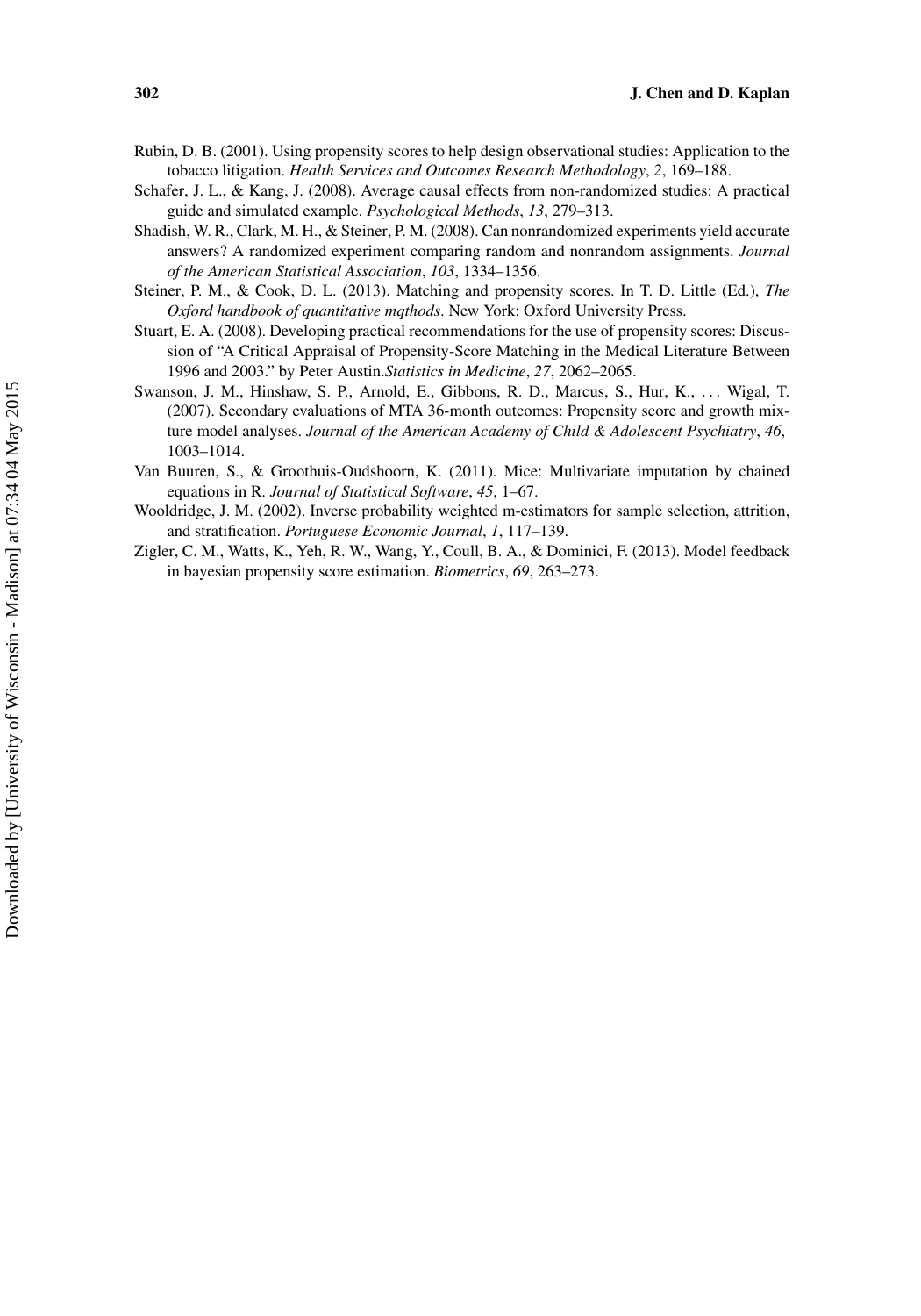Rubin, D. B. (2001). Using propensity scores to help design observational studies: Application to the tobacco litigation. *Health Services and Outcomes Research Methodology*, *2*, 169–188.

Schafer, J. L., & Kang, J. (2008). Average causal effects from non-randomized studies: A practical guide and simulated example. *Psychological Methods*, *13*, 279–313.

Shadish, W. R., Clark, M. H., & Steiner, P. M. (2008). Can nonrandomized experiments yield accurate answers? A randomized experiment comparing random and nonrandom assignments. *Journal of the American Statistical Association*, *103*, 1334–1356.

Steiner, P. M., & Cook, D. L. (2013). Matching and propensity scores. In T. D. Little (Ed.), *The Oxford handbook of quantitative mqthods*. New York: Oxford University Press.

Stuart, E. A. (2008). Developing practical recommendations for the use of propensity scores: Discussion of "A Critical Appraisal of Propensity-Score Matching in the Medical Literature Between 1996 and 2003." by Peter Austin.*Statistics in Medicine*, *27*, 2062–2065.

Swanson, J. M., Hinshaw, S. P., Arnold, E., Gibbons, R. D., Marcus, S., Hur, K., ... Wigal, T. (2007). Secondary evaluations of MTA 36-month outcomes: Propensity score and growth mixture model analyses. *Journal of the American Academy of Child & Adolescent Psychiatry*, *46*, 1003–1014.

Van Buuren, S., & Groothuis-Oudshoorn, K. (2011). Mice: Multivariate imputation by chained equations in R. *Journal of Statistical Software*, *45*, 1–67.

Wooldridge, J. M. (2002). Inverse probability weighted m-estimators for sample selection, attrition, and stratification. *Portuguese Economic Journal*, *1*, 117–139.

Zigler, C. M., Watts, K., Yeh, R. W., Wang, Y., Coull, B. A., & Dominici, F. (2013). Model feedback in bayesian propensity score estimation. *Biometrics*, *69*, 263–273.